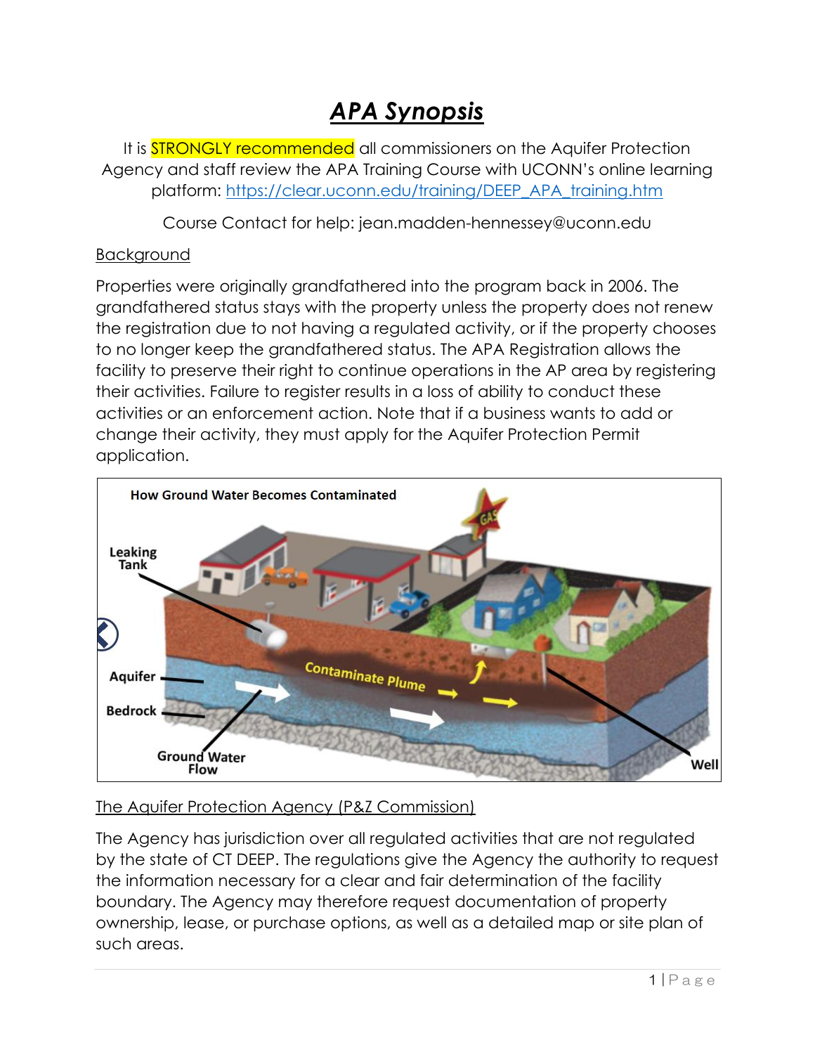# *APA Synopsis*

It is STRONGLY recommended all commissioners on the Aquifer Protection Agency and staff review the APA Training Course with UCONN's online learning platform: https://clear.uconn.edu/training/DEEP_APA_training.htm

Course Contact for help: jean.madden-hennessey@uconn.edu

## Background

Properties were originally grandfathered into the program back in 2006. The grandfathered status stays with the property unless the property does not renew the registration due to not having a regulated activity, or if the property chooses to no longer keep the grandfathered status. The APA Registration allows the facility to preserve their right to continue operations in the AP area by registering their activities. Failure to register results in a loss of ability to conduct these activities or an enforcement action. Note that if a business wants to add or change their activity, they must apply for the Aquifer Protection Permit application.

## The Aquifer Protection Agency (P&Z Commission)

The Agency has jurisdiction over all regulated activities that are not regulated by the state of CT DEEP. The regulations give the Agency the authority to request the information necessary for a clear and fair determination of the facility boundary. The Agency may therefore request documentation of property ownership, lease, or purchase options, as well as a detailed map or site plan of such areas.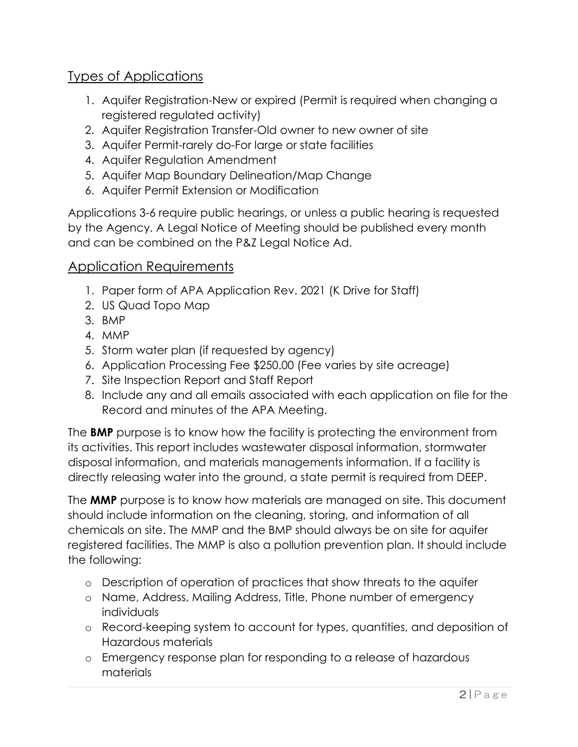## Types of Applications

1. Aquifer Registration-New or expired (Permit is required when changing a registered regulated activity)
2. Aquifer Registration Transfer-Old owner to new owner of site
3. Aquifer Permit-rarely do-For large or state facilities
4. Aquifer Regulation Amendment
5. Aquifer Map Boundary Delineation/Map Change
6. Aquifer Permit Extension or Modification

Applications 3-6 require public hearings, or unless a public hearing is requested by the Agency. A Legal Notice of Meeting should be published every month and can be combined on the P&Z Legal Notice Ad.

## Application Requirements

1. Paper form of APA Application Rev. 2021 (K Drive for Staff)
2. US Quad Topo Map
3. BMP
4. MMP
5. Storm water plan (if requested by agency)
6. Application Processing Fee $250.00 (Fee varies by site acreage)
7. Site Inspection Report and Staff Report
8. Include any and all emails associated with each application on file for the Record and minutes of the APA Meeting.

The **BMP** purpose is to know how the facility is protecting the environment from its activities. This report includes wastewater disposal information, stormwater disposal information, and materials managements information. If a facility is directly releasing water into the ground, a state permit is required from DEEP.

The **MMP** purpose is to know how materials are managed on site. This document should include information on the cleaning, storing, and information of all chemicals on site. The MMP and the BMP should always be on site for aquifer registered facilities. The MMP is also a pollution prevention plan. It should include the following:

- Description of operation of practices that show threats to the aquifer
- Name, Address, Mailing Address, Title, Phone number of emergency individuals
- Record-keeping system to account for types, quantities, and deposition of Hazardous materials
- Emergency response plan for responding to a release of hazardous materials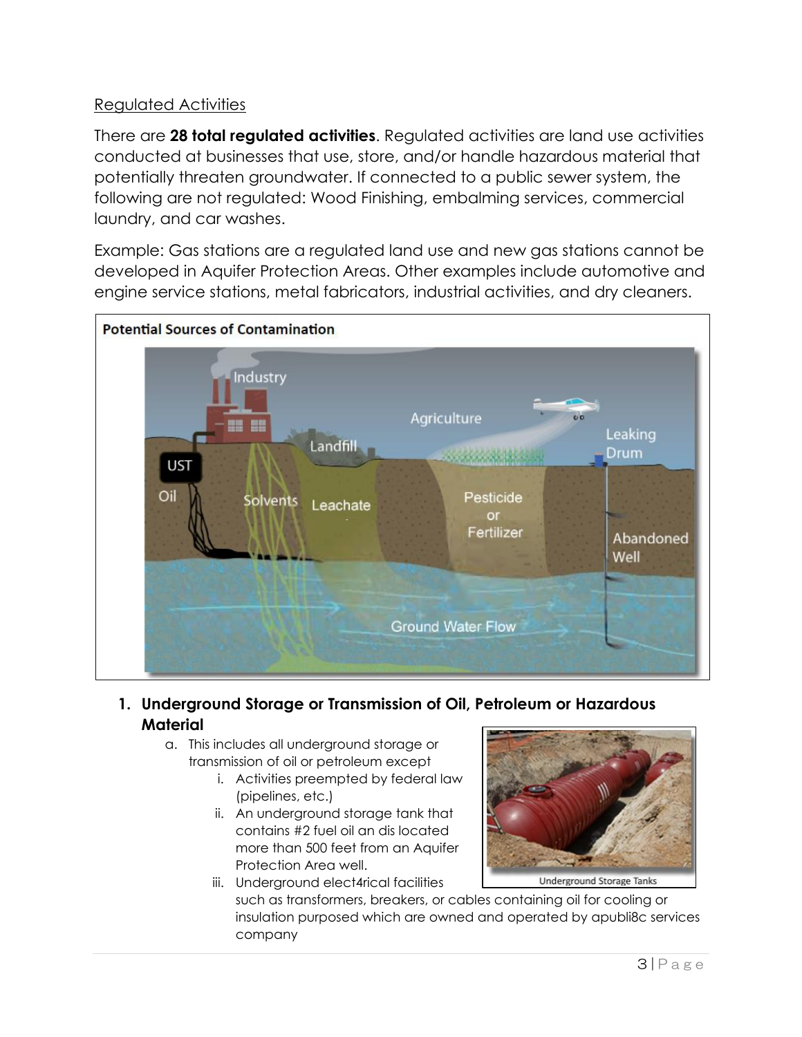Regulated Activities

There are **28 total regulated activities**. Regulated activities are land use activities conducted at businesses that use, store, and/or handle hazardous material that potentially threaten groundwater. If connected to a public sewer system, the following are not regulated: Wood Finishing, embalming services, commercial laundry, and car washes.

Example: Gas stations are a regulated land use and new gas stations cannot be developed in Aquifer Protection Areas. Other examples include automotive and engine service stations, metal fabricators, industrial activities, and dry cleaners.

Potential Sources of Contamination

1. **Underground Storage or Transmission of Oil, Petroleum or Hazardous Material**
   a. This includes all underground storage or transmission of oil or petroleum except
      i. Activities preempted by federal law (pipelines, etc.)
      ii. An underground storage tank that contains #2 fuel oil an dis located more than 500 feet from an Aquifer Protection Area well.
      iii. Underground elect4rical facilities such as transformers, breakers, or cables containing oil for cooling or insulation purposed which are owned and operated by apubli8c services company

Underground Storage Tanks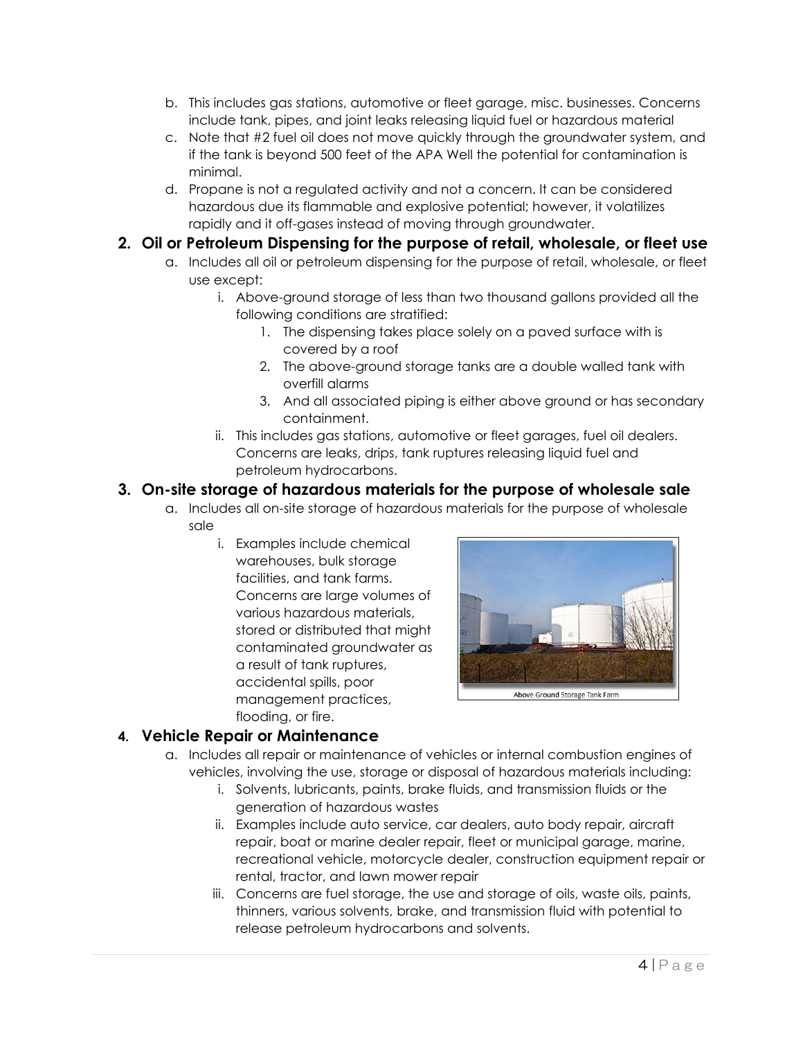b. This includes gas stations, automotive or fleet garage, misc. businesses. Concerns include tank, pipes, and joint leaks releasing liquid fuel or hazardous material

c. Note that #2 fuel oil does not move quickly through the groundwater system, and if the tank is beyond 500 feet of the APA Well the potential for contamination is minimal.

d. Propane is not a regulated activity and not a concern. It can be considered hazardous due its flammable and explosive potential; however, it volatilizes rapidly and it off-gases instead of moving through groundwater.

### 2. Oil or Petroleum Dispensing for the purpose of retail, wholesale, or fleet use

a. Includes all oil or petroleum dispensing for the purpose of retail, wholesale, or fleet use except:

   i. Above-ground storage of less than two thousand gallons provided all the following conditions are stratified:

      1. The dispensing takes place solely on a paved surface with is covered by a roof
      2. The above-ground storage tanks are a double walled tank with overfill alarms
      3. And all associated piping is either above ground or has secondary containment.

   ii. This includes gas stations, automotive or fleet garages, fuel oil dealers. Concerns are leaks, drips, tank ruptures releasing liquid fuel and petroleum hydrocarbons.

### 3. On-site storage of hazardous materials for the purpose of wholesale sale

a. Includes all on-site storage of hazardous materials for the purpose of wholesale sale

   i. Examples include chemical warehouses, bulk storage facilities, and tank farms. Concerns are large volumes of various hazardous materials, stored or distributed that might contaminated groundwater as a result of tank ruptures, accidental spills, poor management practices, flooding, or fire.

Above Ground Storage Tank Farm

### 4. Vehicle Repair or Maintenance

a. Includes all repair or maintenance of vehicles or internal combustion engines of vehicles, involving the use, storage or disposal of hazardous materials including:

   i. Solvents, lubricants, paints, brake fluids, and transmission fluids or the generation of hazardous wastes

   ii. Examples include auto service, car dealers, auto body repair, aircraft repair, boat or marine dealer repair, fleet or municipal garage, marine, recreational vehicle, motorcycle dealer, construction equipment repair or rental, tractor, and lawn mower repair

   iii. Concerns are fuel storage, the use and storage of oils, waste oils, paints, thinners, various solvents, brake, and transmission fluid with potential to release petroleum hydrocarbons and solvents.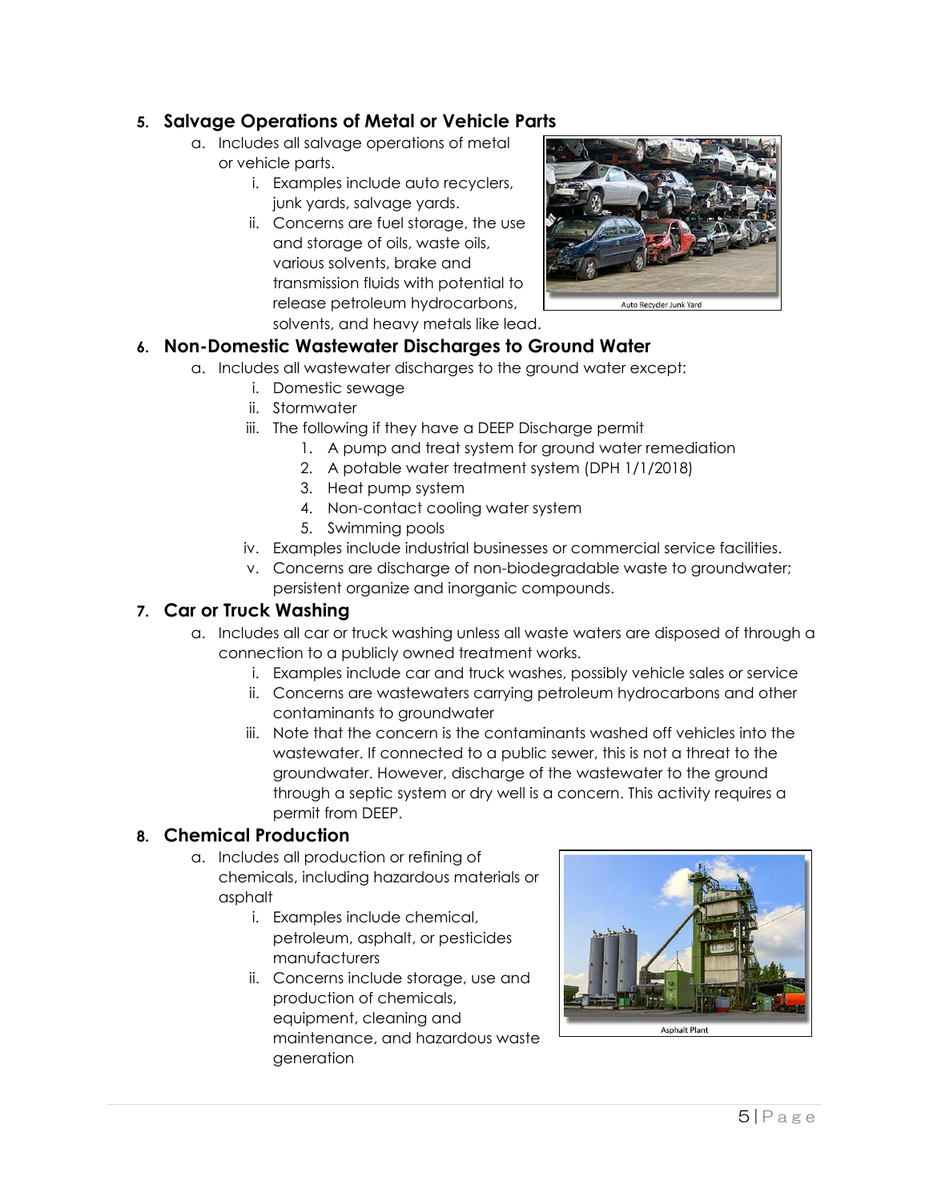## 5. Salvage Operations of Metal or Vehicle Parts

a. Includes all salvage operations of metal or vehicle parts.
   i. Examples include auto recyclers, junk yards, salvage yards.
   ii. Concerns are fuel storage, the use and storage of oils, waste oils, various solvents, brake and transmission fluids with potential to release petroleum hydrocarbons, solvents, and heavy metals like lead.

Auto Recycler Junk Yard

## 6. Non-Domestic Wastewater Discharges to Ground Water

a. Includes all wastewater discharges to the ground water except:
   i. Domestic sewage
   ii. Stormwater
   iii. The following if they have a DEEP Discharge permit
      1. A pump and treat system for ground water remediation
      2. A potable water treatment system (DPH 1/1/2018)
      3. Heat pump system
      4. Non-contact cooling water system
      5. Swimming pools
   iv. Examples include industrial businesses or commercial service facilities.
   v. Concerns are discharge of non-biodegradable waste to groundwater; persistent organize and inorganic compounds.

## 7. Car or Truck Washing

a. Includes all car or truck washing unless all waste waters are disposed of through a connection to a publicly owned treatment works.
   i. Examples include car and truck washes, possibly vehicle sales or service
   ii. Concerns are wastewaters carrying petroleum hydrocarbons and other contaminants to groundwater
   iii. Note that the concern is the contaminants washed off vehicles into the wastewater. If connected to a public sewer, this is not a threat to the groundwater. However, discharge of the wastewater to the ground through a septic system or dry well is a concern. This activity requires a permit from DEEP.

## 8. Chemical Production

a. Includes all production or refining of chemicals, including hazardous materials or asphalt
   i. Examples include chemical, petroleum, asphalt, or pesticides manufacturers
   ii. Concerns include storage, use and production of chemicals, equipment, cleaning and maintenance, and hazardous waste generation

Asphalt Plant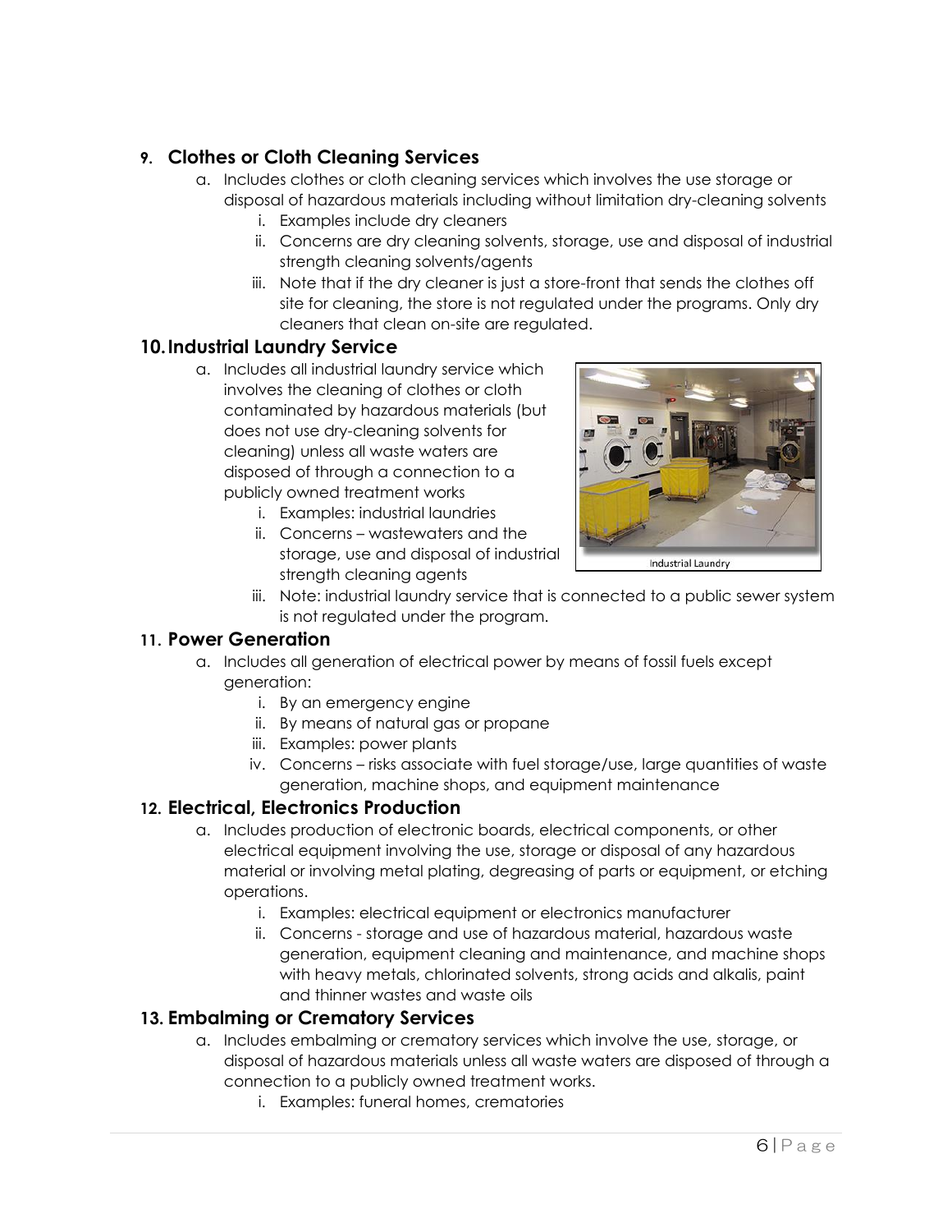### 9. Clothes or Cloth Cleaning Services

a. Includes clothes or cloth cleaning services which involves the use storage or disposal of hazardous materials including without limitation dry-cleaning solvents
   i. Examples include dry cleaners
   ii. Concerns are dry cleaning solvents, storage, use and disposal of industrial strength cleaning solvents/agents
   iii. Note that if the dry cleaner is just a store-front that sends the clothes off site for cleaning, the store is not regulated under the programs. Only dry cleaners that clean on-site are regulated.

### 10. Industrial Laundry Service

a. Includes all industrial laundry service which involves the cleaning of clothes or cloth contaminated by hazardous materials (but does not use dry-cleaning solvents for cleaning) unless all waste waters are disposed of through a connection to a publicly owned treatment works
   i. Examples: industrial laundries
   ii. Concerns – wastewaters and the storage, use and disposal of industrial strength cleaning agents
   iii. Note: industrial laundry service that is connected to a public sewer system is not regulated under the program.

Industrial Laundry

### 11. Power Generation

a. Includes all generation of electrical power by means of fossil fuels except generation:
   i. By an emergency engine
   ii. By means of natural gas or propane
   iii. Examples: power plants
   iv. Concerns – risks associate with fuel storage/use, large quantities of waste generation, machine shops, and equipment maintenance

### 12. Electrical, Electronics Production

a. Includes production of electronic boards, electrical components, or other electrical equipment involving the use, storage or disposal of any hazardous material or involving metal plating, degreasing of parts or equipment, or etching operations.
   i. Examples: electrical equipment or electronics manufacturer
   ii. Concerns - storage and use of hazardous material, hazardous waste generation, equipment cleaning and maintenance, and machine shops with heavy metals, chlorinated solvents, strong acids and alkalis, paint and thinner wastes and waste oils

### 13. Embalming or Crematory Services

a. Includes embalming or crematory services which involve the use, storage, or disposal of hazardous materials unless all waste waters are disposed of through a connection to a publicly owned treatment works.
   i. Examples: funeral homes, crematories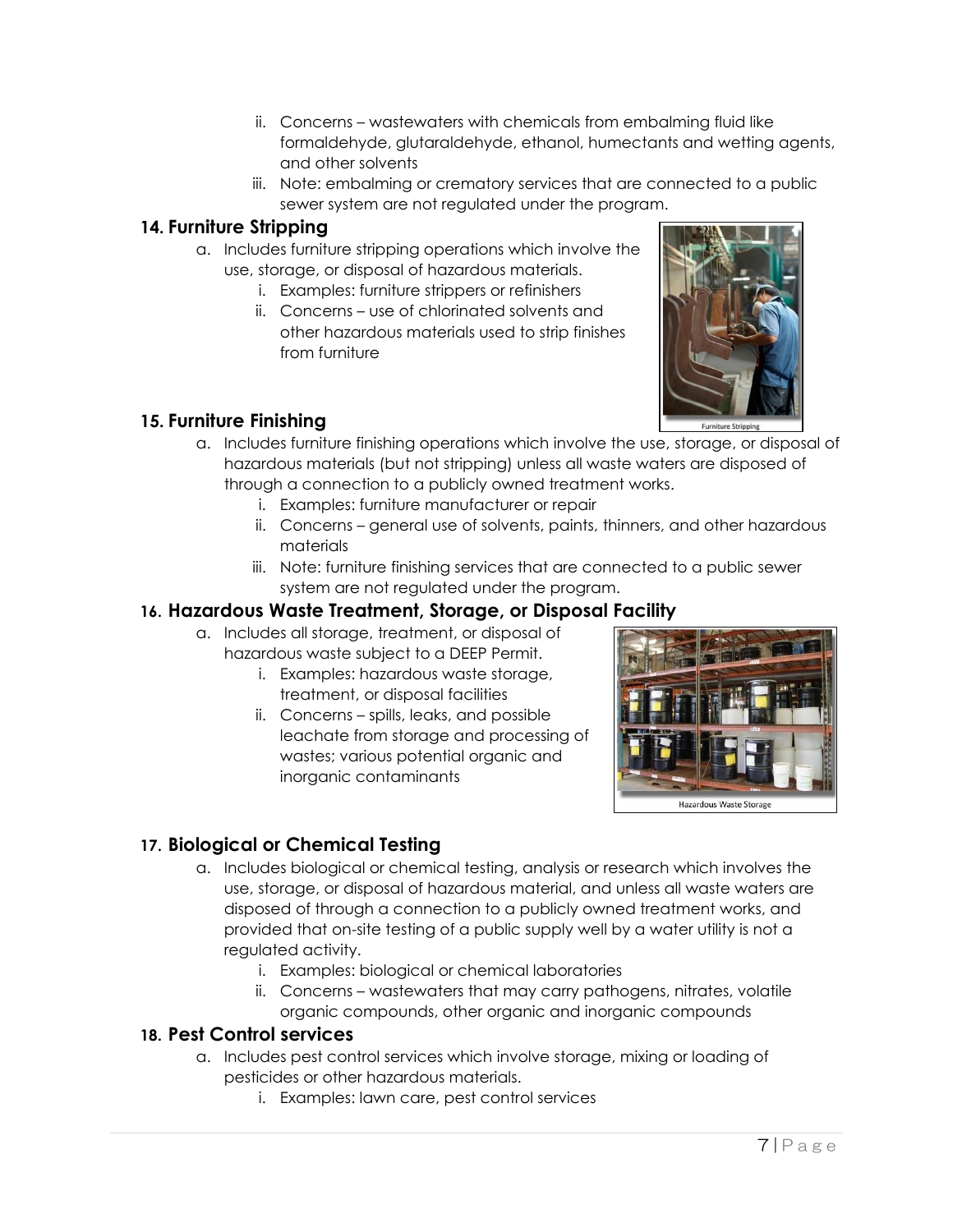ii. Concerns – wastewaters with chemicals from embalming fluid like formaldehyde, glutaraldehyde, ethanol, humectants and wetting agents, and other solvents
   iii. Note: embalming or crematory services that are connected to a public sewer system are not regulated under the program.

### 14. Furniture Stripping

a. Includes furniture stripping operations which involve the use, storage, or disposal of hazardous materials.
   i. Examples: furniture strippers or refinishers
   ii. Concerns – use of chlorinated solvents and other hazardous materials used to strip finishes from furniture

Furniture Stripping

### 15. Furniture Finishing

a. Includes furniture finishing operations which involve the use, storage, or disposal of hazardous materials (but not stripping) unless all waste waters are disposed of through a connection to a publicly owned treatment works.
   i. Examples: furniture manufacturer or repair
   ii. Concerns – general use of solvents, paints, thinners, and other hazardous materials
   iii. Note: furniture finishing services that are connected to a public sewer system are not regulated under the program.

### 16. Hazardous Waste Treatment, Storage, or Disposal Facility

a. Includes all storage, treatment, or disposal of hazardous waste subject to a DEEP Permit.
   i. Examples: hazardous waste storage, treatment, or disposal facilities
   ii. Concerns – spills, leaks, and possible leachate from storage and processing of wastes; various potential organic and inorganic contaminants

Hazardous Waste Storage

### 17. Biological or Chemical Testing

a. Includes biological or chemical testing, analysis or research which involves the use, storage, or disposal of hazardous material, and unless all waste waters are disposed of through a connection to a publicly owned treatment works, and provided that on-site testing of a public supply well by a water utility is not a regulated activity.
   i. Examples: biological or chemical laboratories
   ii. Concerns – wastewaters that may carry pathogens, nitrates, volatile organic compounds, other organic and inorganic compounds

### 18. Pest Control services

a. Includes pest control services which involve storage, mixing or loading of pesticides or other hazardous materials.
   i. Examples: lawn care, pest control services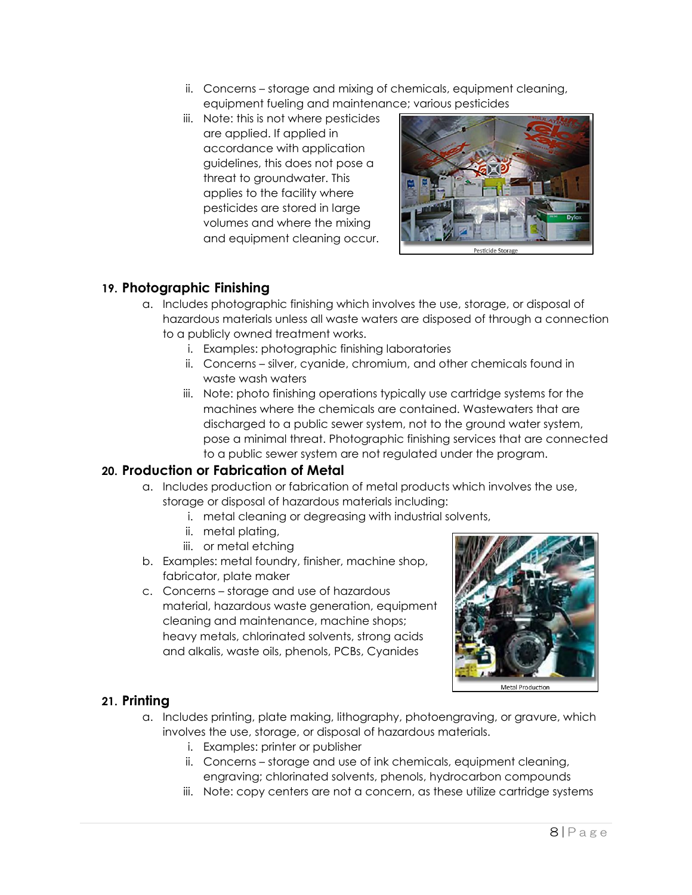ii. Concerns – storage and mixing of chemicals, equipment cleaning, equipment fueling and maintenance; various pesticides
   iii. Note: this is not where pesticides are applied. If applied in accordance with application guidelines, this does not pose a threat to groundwater. This applies to the facility where pesticides are stored in large volumes and where the mixing and equipment cleaning occur.

Pesticide Storage

## 19. Photographic Finishing

a. Includes photographic finishing which involves the use, storage, or disposal of hazardous materials unless all waste waters are disposed of through a connection to a publicly owned treatment works.
   i. Examples: photographic finishing laboratories
   ii. Concerns – silver, cyanide, chromium, and other chemicals found in waste wash waters
   iii. Note: photo finishing operations typically use cartridge systems for the machines where the chemicals are contained. Wastewaters that are discharged to a public sewer system, not to the ground water system, pose a minimal threat. Photographic finishing services that are connected to a public sewer system are not regulated under the program.

## 20. Production or Fabrication of Metal

a. Includes production or fabrication of metal products which involves the use, storage or disposal of hazardous materials including:
   i. metal cleaning or degreasing with industrial solvents,
   ii. metal plating,
   iii. or metal etching
b. Examples: metal foundry, finisher, machine shop, fabricator, plate maker
c. Concerns – storage and use of hazardous material, hazardous waste generation, equipment cleaning and maintenance, machine shops; heavy metals, chlorinated solvents, strong acids and alkalis, waste oils, phenols, PCBs, Cyanides

Metal Production

## 21. Printing

a. Includes printing, plate making, lithography, photoengraving, or gravure, which involves the use, storage, or disposal of hazardous materials.
   i. Examples: printer or publisher
   ii. Concerns – storage and use of ink chemicals, equipment cleaning, engraving; chlorinated solvents, phenols, hydrocarbon compounds
   iii. Note: copy centers are not a concern, as these utilize cartridge systems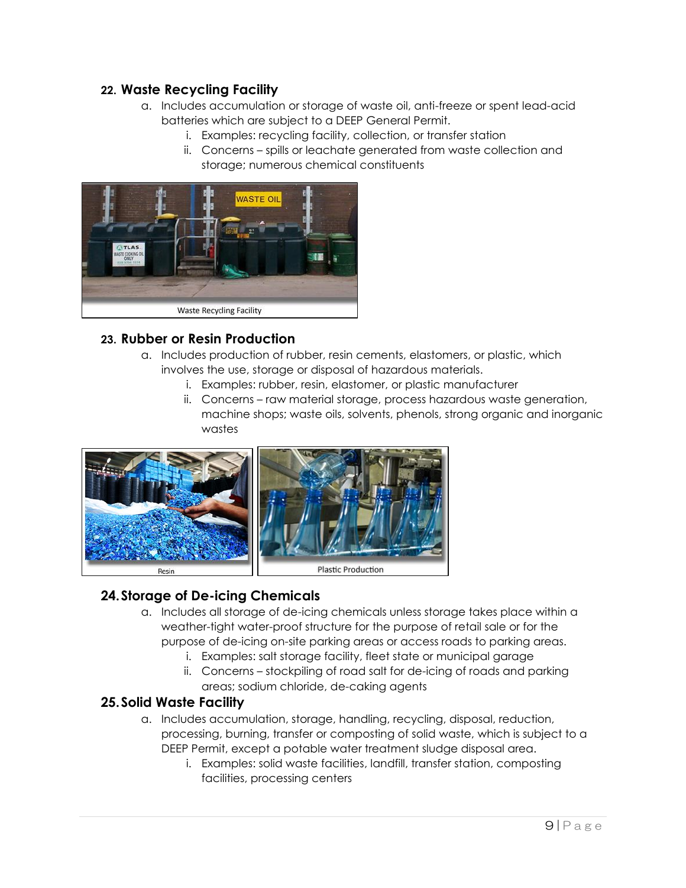## 22. Waste Recycling Facility

a. Includes accumulation or storage of waste oil, anti-freeze or spent lead-acid batteries which are subject to a DEEP General Permit.
   i. Examples: recycling facility, collection, or transfer station
   ii. Concerns – spills or leachate generated from waste collection and storage; numerous chemical constituents

Waste Recycling Facility

## 23. Rubber or Resin Production

a. Includes production of rubber, resin cements, elastomers, or plastic, which involves the use, storage or disposal of hazardous materials.
   i. Examples: rubber, resin, elastomer, or plastic manufacturer
   ii. Concerns – raw material storage, process hazardous waste generation, machine shops; waste oils, solvents, phenols, strong organic and inorganic wastes

Resin

Plastic Production

## 24. Storage of De-icing Chemicals

a. Includes all storage of de-icing chemicals unless storage takes place within a weather-tight water-proof structure for the purpose of retail sale or for the purpose of de-icing on-site parking areas or access roads to parking areas.
   i. Examples: salt storage facility, fleet state or municipal garage
   ii. Concerns – stockpiling of road salt for de-icing of roads and parking areas; sodium chloride, de-caking agents

## 25. Solid Waste Facility

a. Includes accumulation, storage, handling, recycling, disposal, reduction, processing, burning, transfer or composting of solid waste, which is subject to a DEEP Permit, except a potable water treatment sludge disposal area.
   i. Examples: solid waste facilities, landfill, transfer station, composting facilities, processing centers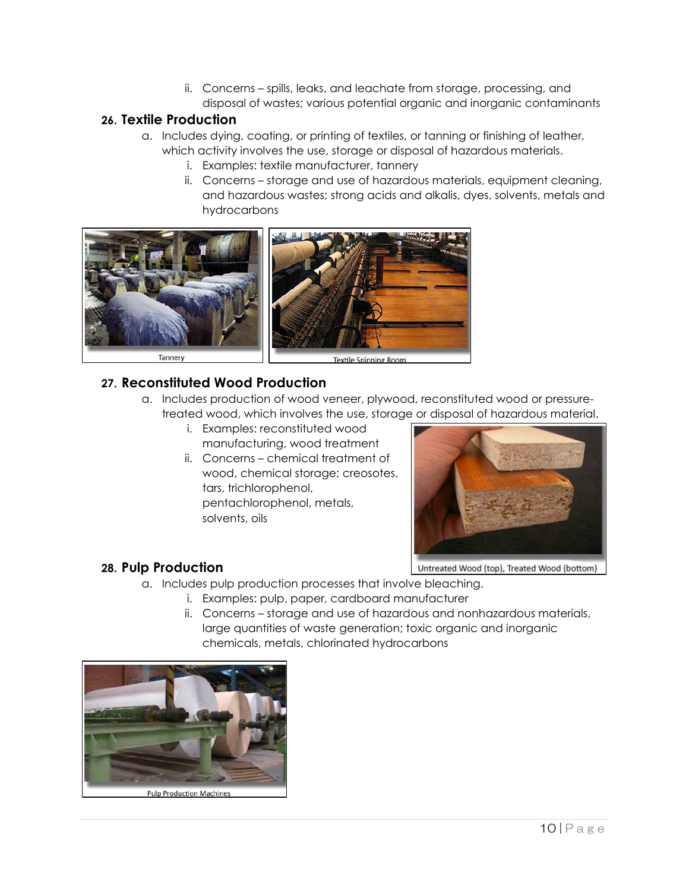ii. Concerns – spills, leaks, and leachate from storage, processing, and disposal of wastes; various potential organic and inorganic contaminants

### 26. Textile Production

a. Includes dying, coating, or printing of textiles, or tanning or finishing of leather, which activity involves the use, storage or disposal of hazardous materials.

   i. Examples: textile manufacturer, tannery

   ii. Concerns – storage and use of hazardous materials, equipment cleaning, and hazardous wastes; strong acids and alkalis, dyes, solvents, metals and hydrocarbons

Tannery

Textile Spinning Room

### 27. Reconstituted Wood Production

a. Includes production of wood veneer, plywood, reconstituted wood or pressure-treated wood, which involves the use, storage or disposal of hazardous material.

   i. Examples: reconstituted wood manufacturing, wood treatment

   ii. Concerns – chemical treatment of wood, chemical storage; creosotes, tars, trichlorophenol, pentachlorophenol, metals, solvents, oils

Untreated Wood (top), Treated Wood (bottom)

### 28. Pulp Production

a. Includes pulp production processes that involve bleaching.

   i. Examples: pulp, paper, cardboard manufacturer

   ii. Concerns – storage and use of hazardous and nonhazardous materials, large quantities of waste generation; toxic organic and inorganic chemicals, metals, chlorinated hydrocarbons

Pulp Production Machines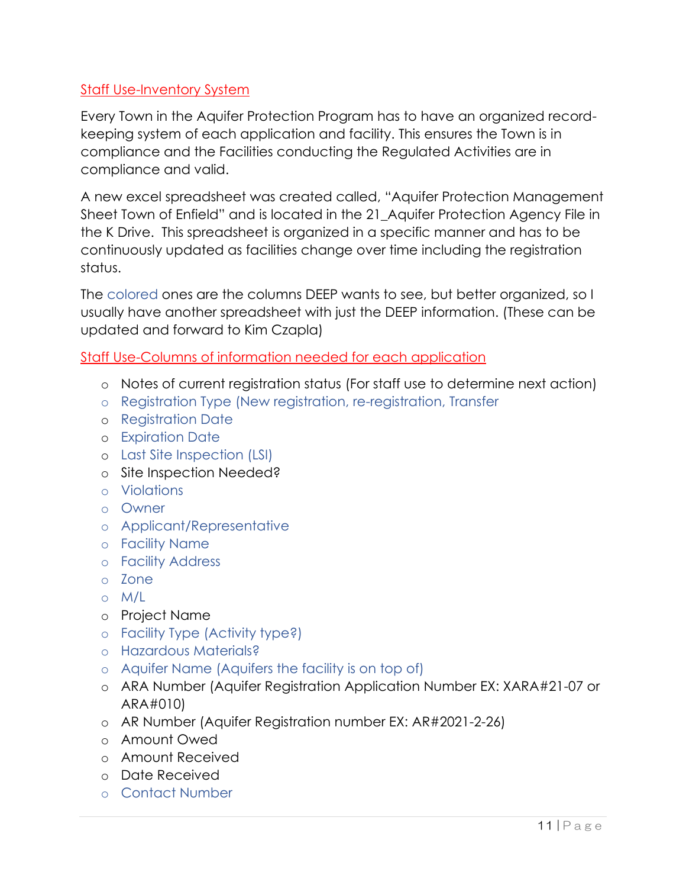## Staff Use-Inventory System

Every Town in the Aquifer Protection Program has to have an organized record-keeping system of each application and facility. This ensures the Town is in compliance and the Facilities conducting the Regulated Activities are in compliance and valid.

A new excel spreadsheet was created called, "Aquifer Protection Management Sheet Town of Enfield" and is located in the 21_Aquifer Protection Agency File in the K Drive. This spreadsheet is organized in a specific manner and has to be continuously updated as facilities change over time including the registration status.

The colored ones are the columns DEEP wants to see, but better organized, so I usually have another spreadsheet with just the DEEP information. (These can be updated and forward to Kim Czapla)

## Staff Use-Columns of information needed for each application

- Notes of current registration status (For staff use to determine next action)
- Registration Type (New registration, re-registration, Transfer
- Registration Date
- Expiration Date
- Last Site Inspection (LSI)
- Site Inspection Needed?
- Violations
- Owner
- Applicant/Representative
- Facility Name
- Facility Address
- Zone
- M/L
- Project Name
- Facility Type (Activity type?)
- Hazardous Materials?
- Aquifer Name (Aquifers the facility is on top of)
- ARA Number (Aquifer Registration Application Number EX: XARA#21-07 or ARA#010)
- AR Number (Aquifer Registration number EX: AR#2021-2-26)
- Amount Owed
- Amount Received
- Date Received
- Contact Number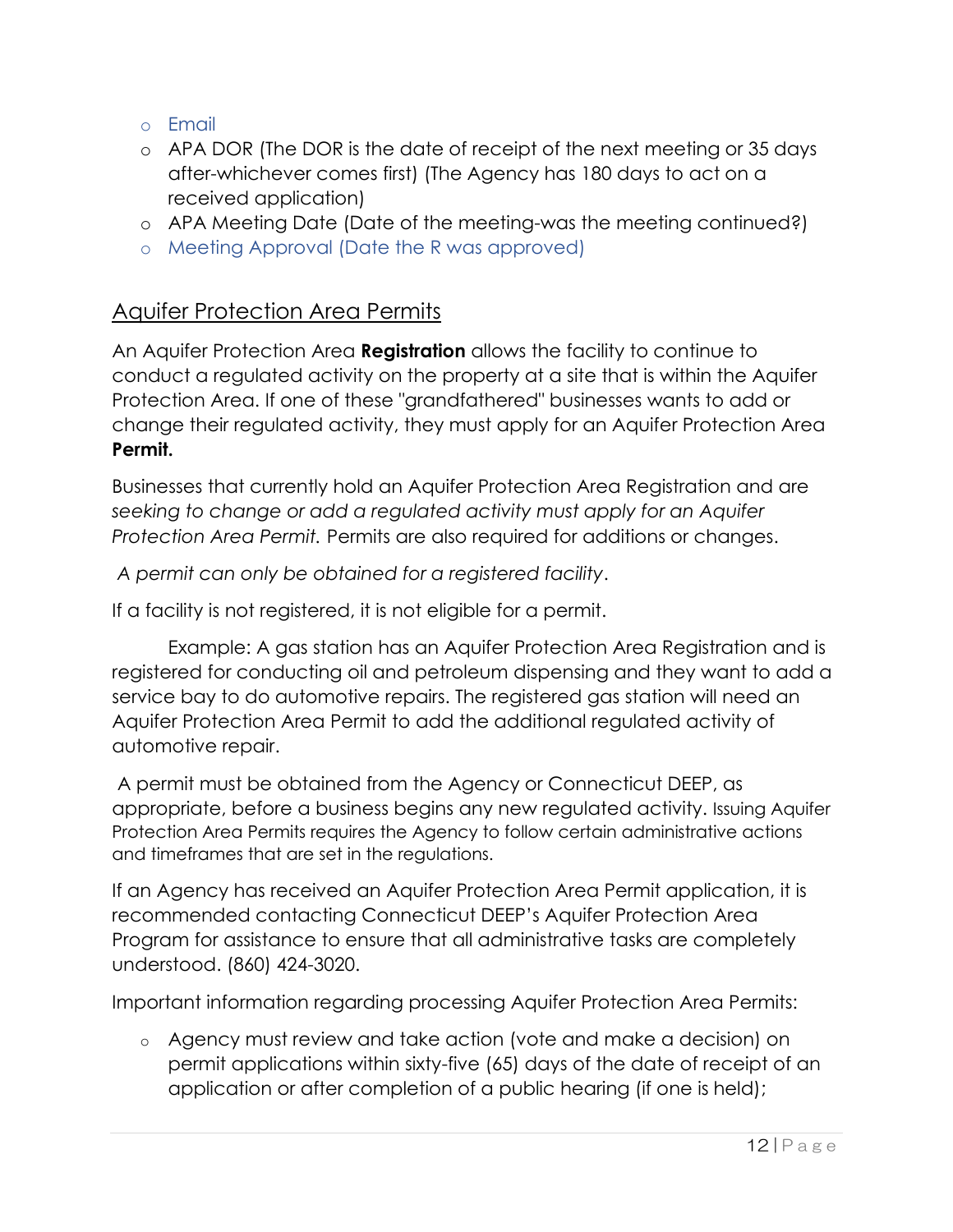- Email
- APA DOR (The DOR is the date of receipt of the next meeting or 35 days after-whichever comes first) (The Agency has 180 days to act on a received application)
- APA Meeting Date (Date of the meeting-was the meeting continued?)
- Meeting Approval (Date the R was approved)

## Aquifer Protection Area Permits

An Aquifer Protection Area **Registration** allows the facility to continue to conduct a regulated activity on the property at a site that is within the Aquifer Protection Area. If one of these "grandfathered" businesses wants to add or change their regulated activity, they must apply for an Aquifer Protection Area **Permit.**

Businesses that currently hold an Aquifer Protection Area Registration and are *seeking to change or add a regulated activity must apply for an Aquifer Protection Area Permit.* Permits are also required for additions or changes.

*A permit can only be obtained for a registered facility*.

If a facility is not registered, it is not eligible for a permit.

Example: A gas station has an Aquifer Protection Area Registration and is registered for conducting oil and petroleum dispensing and they want to add a service bay to do automotive repairs. The registered gas station will need an Aquifer Protection Area Permit to add the additional regulated activity of automotive repair.

A permit must be obtained from the Agency or Connecticut DEEP, as appropriate, before a business begins any new regulated activity. Issuing Aquifer Protection Area Permits requires the Agency to follow certain administrative actions and timeframes that are set in the regulations.

If an Agency has received an Aquifer Protection Area Permit application, it is recommended contacting Connecticut DEEP's Aquifer Protection Area Program for assistance to ensure that all administrative tasks are completely understood. (860) 424-3020.

Important information regarding processing Aquifer Protection Area Permits:

- Agency must review and take action (vote and make a decision) on permit applications within sixty-five (65) days of the date of receipt of an application or after completion of a public hearing (if one is held);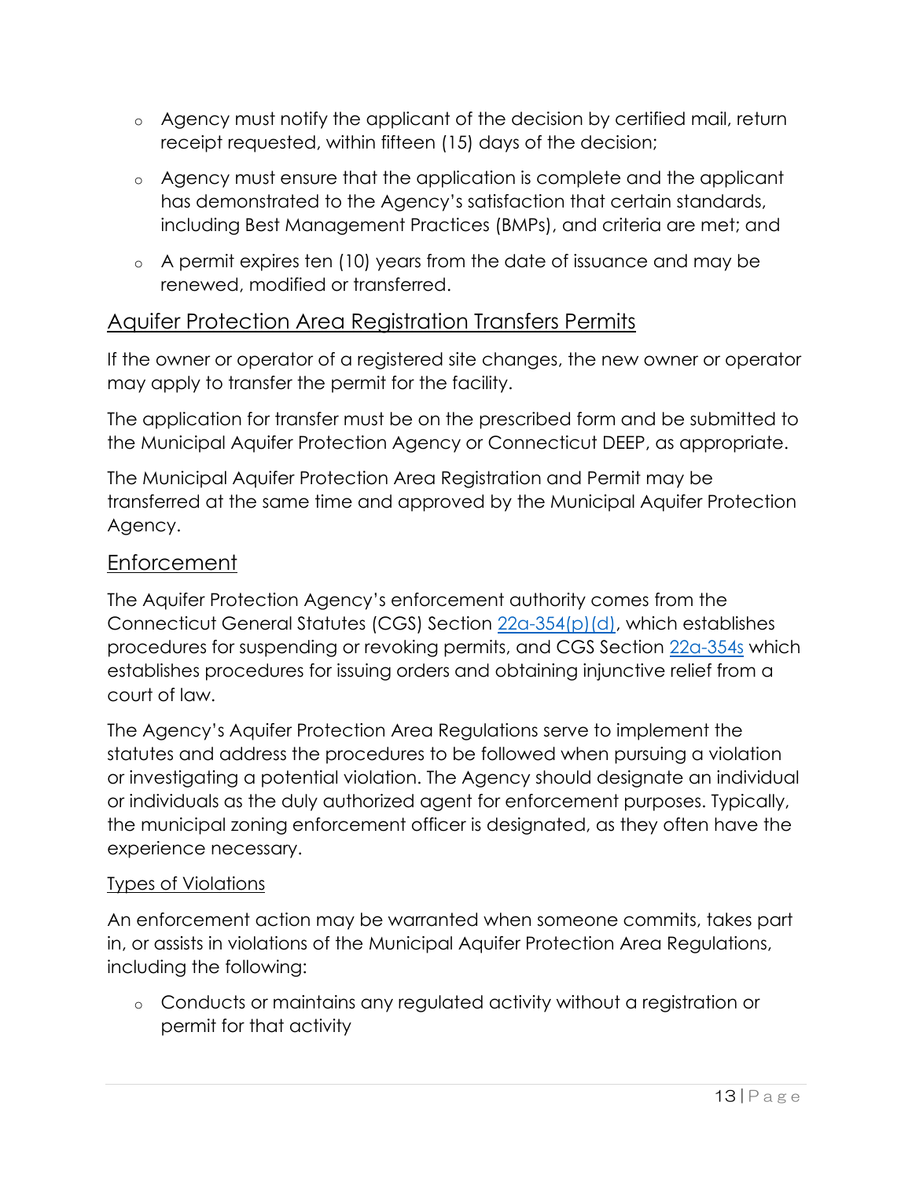- Agency must notify the applicant of the decision by certified mail, return receipt requested, within fifteen (15) days of the decision;
- Agency must ensure that the application is complete and the applicant has demonstrated to the Agency's satisfaction that certain standards, including Best Management Practices (BMPs), and criteria are met; and
- A permit expires ten (10) years from the date of issuance and may be renewed, modified or transferred.

## Aquifer Protection Area Registration Transfers Permits

If the owner or operator of a registered site changes, the new owner or operator may apply to transfer the permit for the facility.

The application for transfer must be on the prescribed form and be submitted to the Municipal Aquifer Protection Agency or Connecticut DEEP, as appropriate.

The Municipal Aquifer Protection Area Registration and Permit may be transferred at the same time and approved by the Municipal Aquifer Protection Agency.

## Enforcement

The Aquifer Protection Agency's enforcement authority comes from the Connecticut General Statutes (CGS) Section 22a-354(p)(d), which establishes procedures for suspending or revoking permits, and CGS Section 22a-354s which establishes procedures for issuing orders and obtaining injunctive relief from a court of law.

The Agency's Aquifer Protection Area Regulations serve to implement the statutes and address the procedures to be followed when pursuing a violation or investigating a potential violation. The Agency should designate an individual or individuals as the duly authorized agent for enforcement purposes. Typically, the municipal zoning enforcement officer is designated, as they often have the experience necessary.

### Types of Violations

An enforcement action may be warranted when someone commits, takes part in, or assists in violations of the Municipal Aquifer Protection Area Regulations, including the following:

- Conducts or maintains any regulated activity without a registration or permit for that activity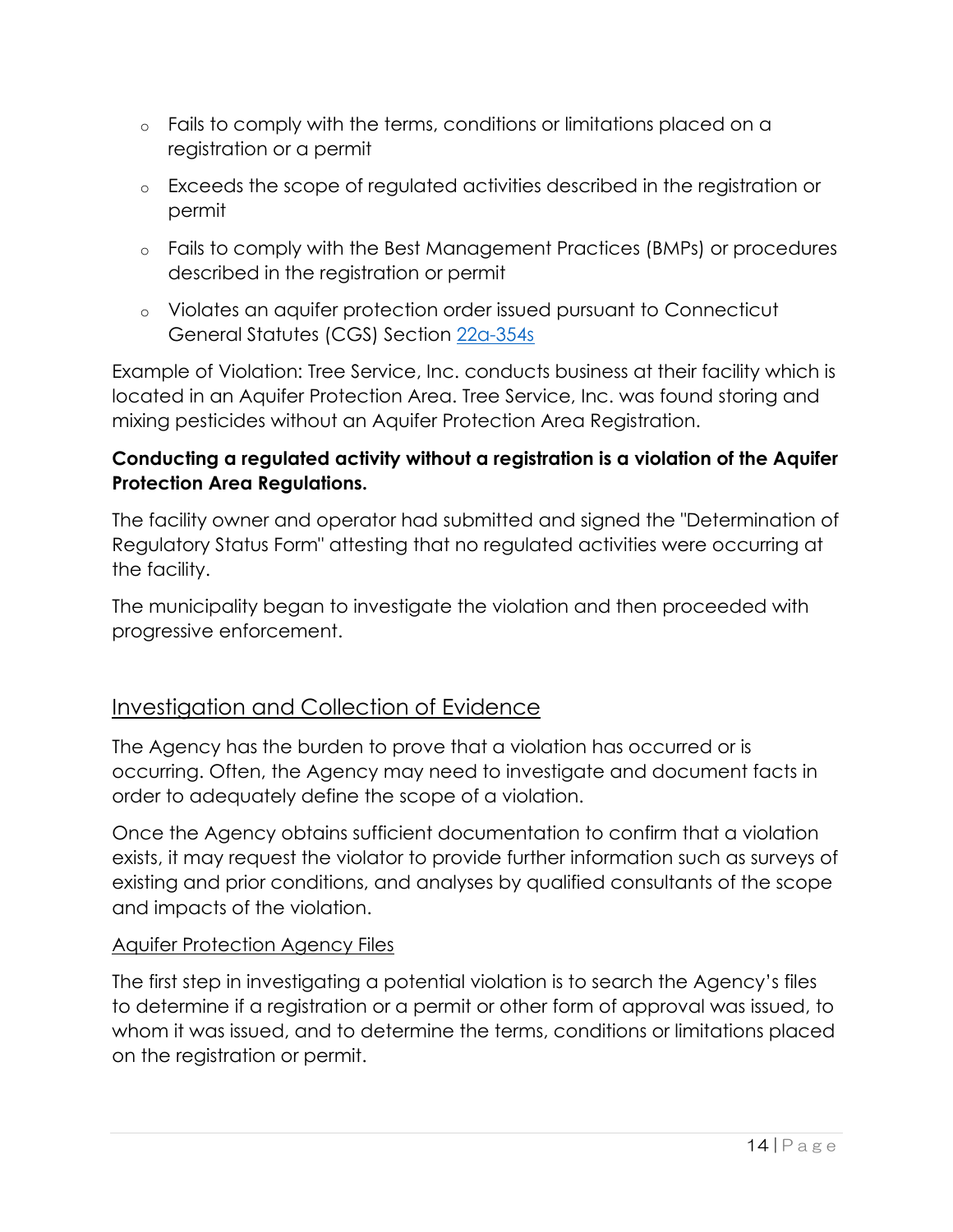- Fails to comply with the terms, conditions or limitations placed on a registration or a permit
- Exceeds the scope of regulated activities described in the registration or permit
- Fails to comply with the Best Management Practices (BMPs) or procedures described in the registration or permit
- Violates an aquifer protection order issued pursuant to Connecticut General Statutes (CGS) Section 22a-354s

Example of Violation: Tree Service, Inc. conducts business at their facility which is located in an Aquifer Protection Area. Tree Service, Inc. was found storing and mixing pesticides without an Aquifer Protection Area Registration.

**Conducting a regulated activity without a registration is a violation of the Aquifer Protection Area Regulations.**

The facility owner and operator had submitted and signed the "Determination of Regulatory Status Form" attesting that no regulated activities were occurring at the facility.

The municipality began to investigate the violation and then proceeded with progressive enforcement.

## Investigation and Collection of Evidence

The Agency has the burden to prove that a violation has occurred or is occurring. Often, the Agency may need to investigate and document facts in order to adequately define the scope of a violation.

Once the Agency obtains sufficient documentation to confirm that a violation exists, it may request the violator to provide further information such as surveys of existing and prior conditions, and analyses by qualified consultants of the scope and impacts of the violation.

### Aquifer Protection Agency Files

The first step in investigating a potential violation is to search the Agency's files to determine if a registration or a permit or other form of approval was issued, to whom it was issued, and to determine the terms, conditions or limitations placed on the registration or permit.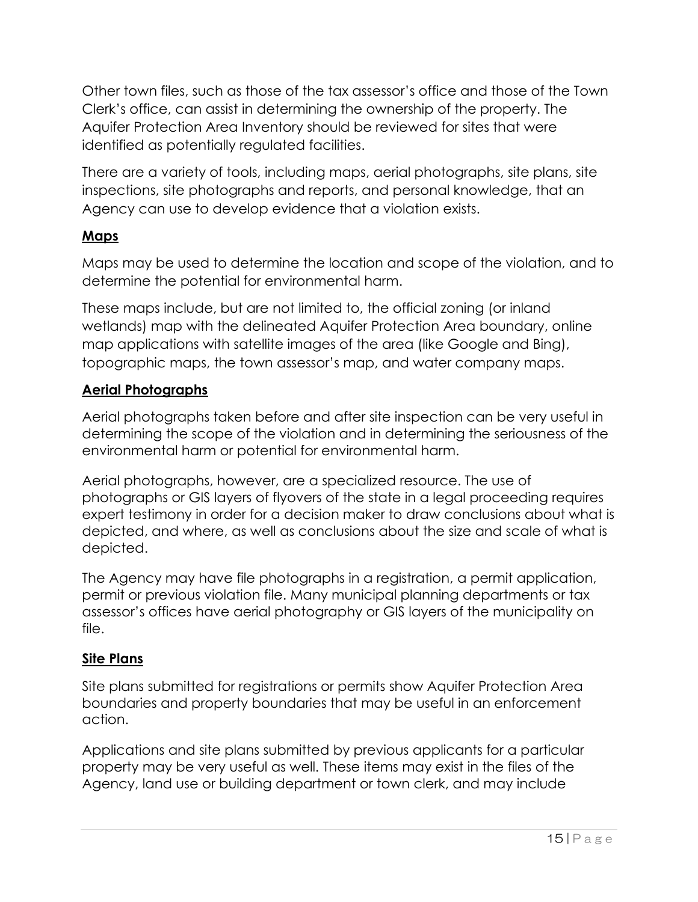Other town files, such as those of the tax assessor's office and those of the Town Clerk's office, can assist in determining the ownership of the property. The Aquifer Protection Area Inventory should be reviewed for sites that were identified as potentially regulated facilities.

There are a variety of tools, including maps, aerial photographs, site plans, site inspections, site photographs and reports, and personal knowledge, that an Agency can use to develop evidence that a violation exists.

## Maps

Maps may be used to determine the location and scope of the violation, and to determine the potential for environmental harm.

These maps include, but are not limited to, the official zoning (or inland wetlands) map with the delineated Aquifer Protection Area boundary, online map applications with satellite images of the area (like Google and Bing), topographic maps, the town assessor's map, and water company maps.

## Aerial Photographs

Aerial photographs taken before and after site inspection can be very useful in determining the scope of the violation and in determining the seriousness of the environmental harm or potential for environmental harm.

Aerial photographs, however, are a specialized resource. The use of photographs or GIS layers of flyovers of the state in a legal proceeding requires expert testimony in order for a decision maker to draw conclusions about what is depicted, and where, as well as conclusions about the size and scale of what is depicted.

The Agency may have file photographs in a registration, a permit application, permit or previous violation file. Many municipal planning departments or tax assessor's offices have aerial photography or GIS layers of the municipality on file.

## Site Plans

Site plans submitted for registrations or permits show Aquifer Protection Area boundaries and property boundaries that may be useful in an enforcement action.

Applications and site plans submitted by previous applicants for a particular property may be very useful as well. These items may exist in the files of the Agency, land use or building department or town clerk, and may include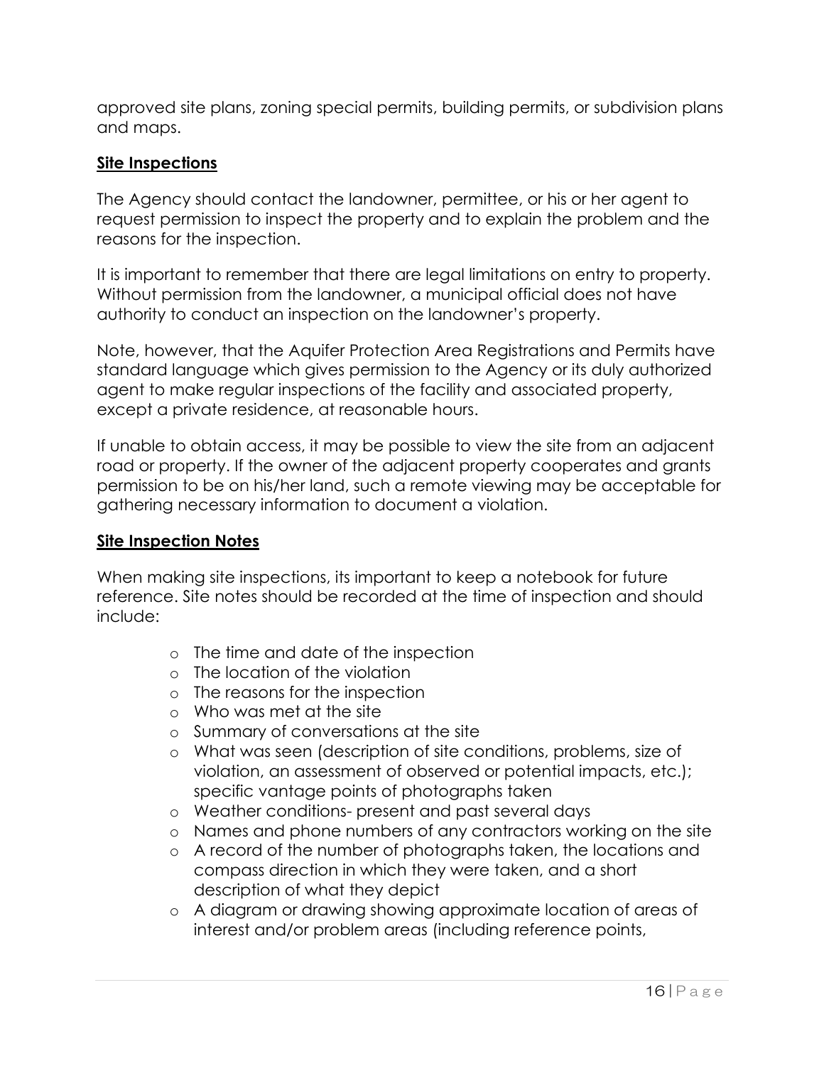approved site plans, zoning special permits, building permits, or subdivision plans and maps.

**Site Inspections**

The Agency should contact the landowner, permittee, or his or her agent to request permission to inspect the property and to explain the problem and the reasons for the inspection.

It is important to remember that there are legal limitations on entry to property. Without permission from the landowner, a municipal official does not have authority to conduct an inspection on the landowner's property.

Note, however, that the Aquifer Protection Area Registrations and Permits have standard language which gives permission to the Agency or its duly authorized agent to make regular inspections of the facility and associated property, except a private residence, at reasonable hours.

If unable to obtain access, it may be possible to view the site from an adjacent road or property. If the owner of the adjacent property cooperates and grants permission to be on his/her land, such a remote viewing may be acceptable for gathering necessary information to document a violation.

**Site Inspection Notes**

When making site inspections, its important to keep a notebook for future reference. Site notes should be recorded at the time of inspection and should include:

- The time and date of the inspection
- The location of the violation
- The reasons for the inspection
- Who was met at the site
- Summary of conversations at the site
- What was seen (description of site conditions, problems, size of violation, an assessment of observed or potential impacts, etc.); specific vantage points of photographs taken
- Weather conditions- present and past several days
- Names and phone numbers of any contractors working on the site
- A record of the number of photographs taken, the locations and compass direction in which they were taken, and a short description of what they depict
- A diagram or drawing showing approximate location of areas of interest and/or problem areas (including reference points,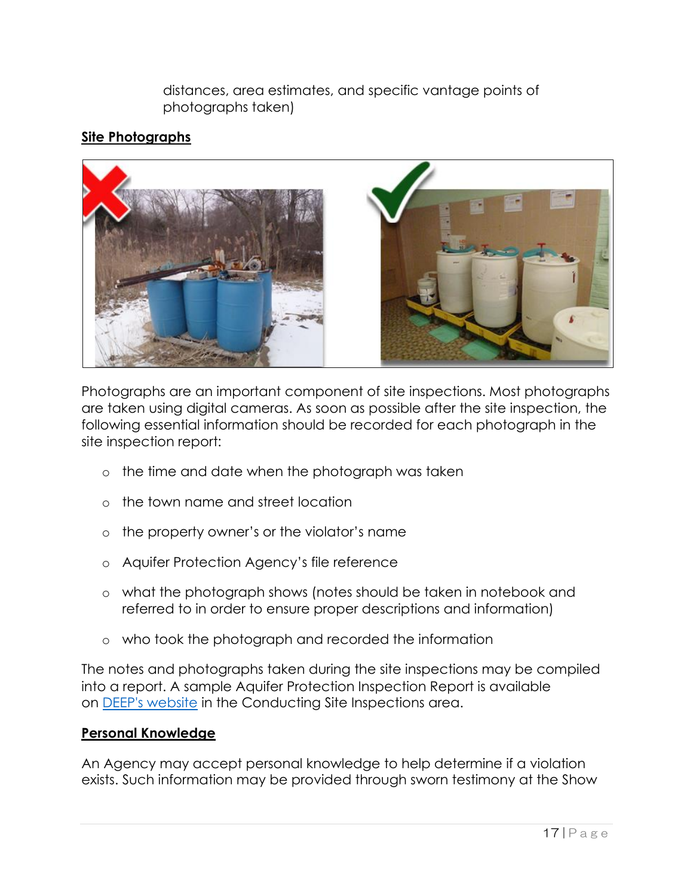distances, area estimates, and specific vantage points of photographs taken)

**Site Photographs**

Photographs are an important component of site inspections. Most photographs are taken using digital cameras. As soon as possible after the site inspection, the following essential information should be recorded for each photograph in the site inspection report:

- the time and date when the photograph was taken
- the town name and street location
- the property owner's or the violator's name
- Aquifer Protection Agency's file reference
- what the photograph shows (notes should be taken in notebook and referred to in order to ensure proper descriptions and information)
- who took the photograph and recorded the information

The notes and photographs taken during the site inspections may be compiled into a report. A sample Aquifer Protection Inspection Report is available on DEEP's website in the Conducting Site Inspections area.

**Personal Knowledge**

An Agency may accept personal knowledge to help determine if a violation exists. Such information may be provided through sworn testimony at the Show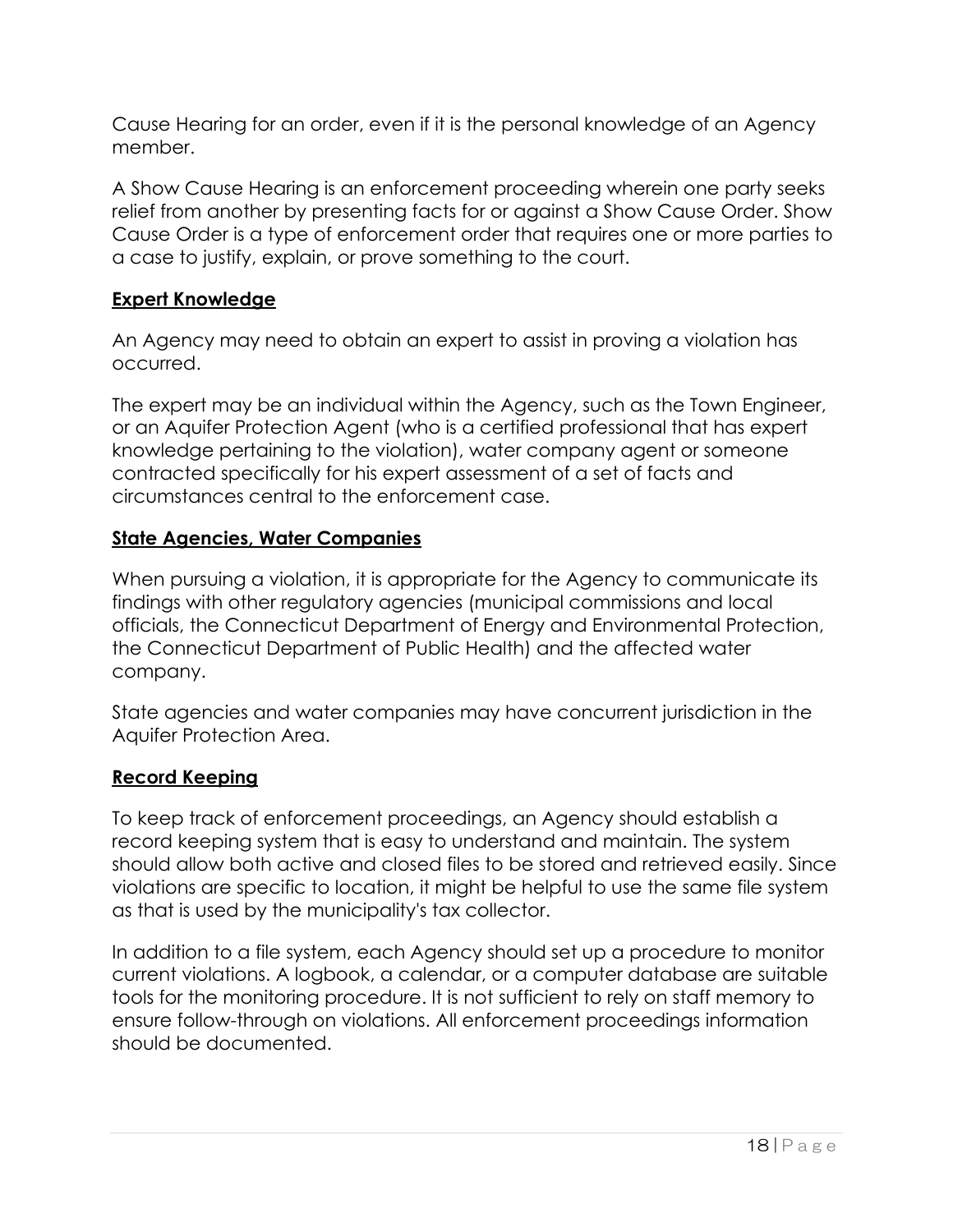Cause Hearing for an order, even if it is the personal knowledge of an Agency member.

A Show Cause Hearing is an enforcement proceeding wherein one party seeks relief from another by presenting facts for or against a Show Cause Order. Show Cause Order is a type of enforcement order that requires one or more parties to a case to justify, explain, or prove something to the court.

**Expert Knowledge**

An Agency may need to obtain an expert to assist in proving a violation has occurred.

The expert may be an individual within the Agency, such as the Town Engineer, or an Aquifer Protection Agent (who is a certified professional that has expert knowledge pertaining to the violation), water company agent or someone contracted specifically for his expert assessment of a set of facts and circumstances central to the enforcement case.

**State Agencies, Water Companies**

When pursuing a violation, it is appropriate for the Agency to communicate its findings with other regulatory agencies (municipal commissions and local officials, the Connecticut Department of Energy and Environmental Protection, the Connecticut Department of Public Health) and the affected water company.

State agencies and water companies may have concurrent jurisdiction in the Aquifer Protection Area.

**Record Keeping**

To keep track of enforcement proceedings, an Agency should establish a record keeping system that is easy to understand and maintain. The system should allow both active and closed files to be stored and retrieved easily. Since violations are specific to location, it might be helpful to use the same file system as that is used by the municipality's tax collector.

In addition to a file system, each Agency should set up a procedure to monitor current violations. A logbook, a calendar, or a computer database are suitable tools for the monitoring procedure. It is not sufficient to rely on staff memory to ensure follow-through on violations. All enforcement proceedings information should be documented.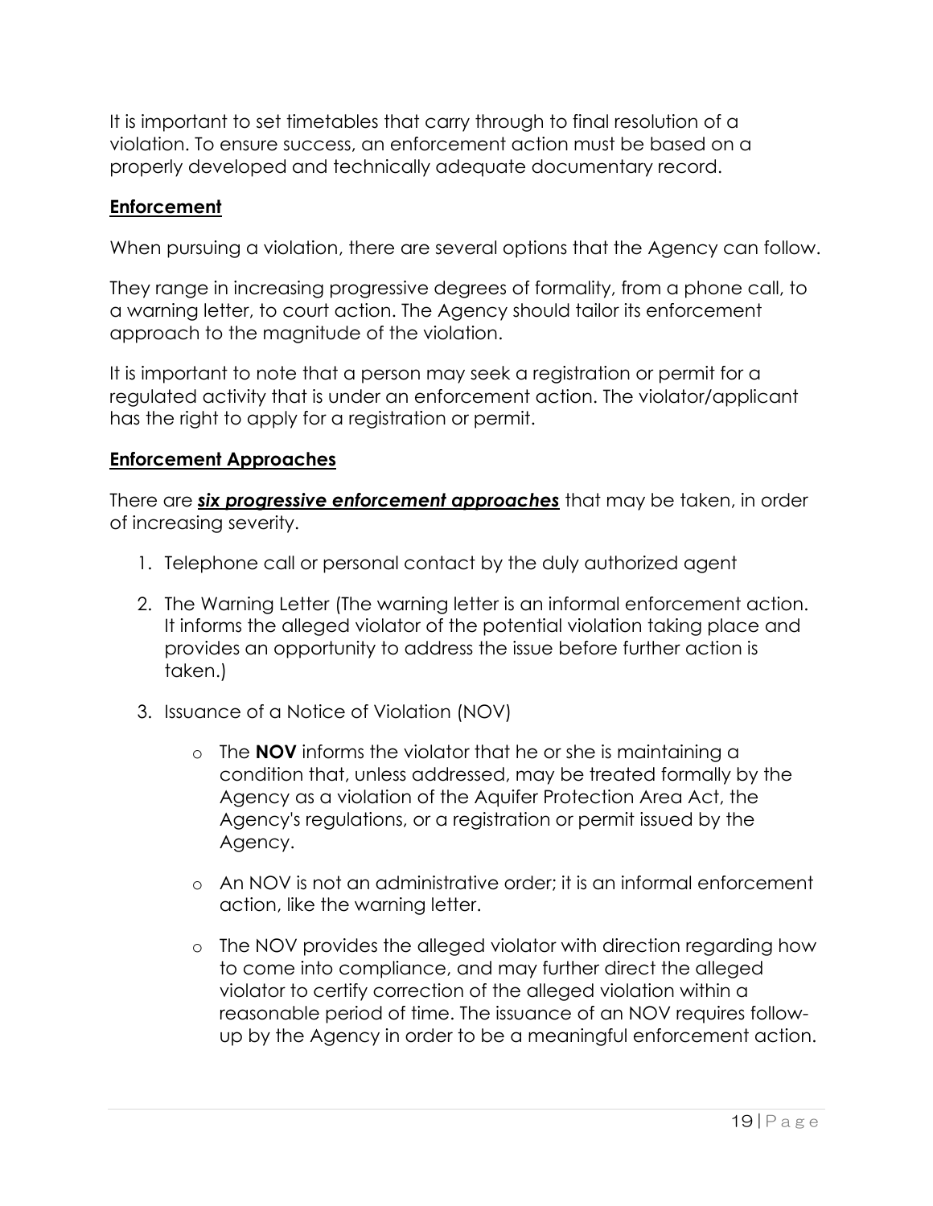It is important to set timetables that carry through to final resolution of a violation. To ensure success, an enforcement action must be based on a properly developed and technically adequate documentary record.

**Enforcement**

When pursuing a violation, there are several options that the Agency can follow.

They range in increasing progressive degrees of formality, from a phone call, to a warning letter, to court action. The Agency should tailor its enforcement approach to the magnitude of the violation.

It is important to note that a person may seek a registration or permit for a regulated activity that is under an enforcement action. The violator/applicant has the right to apply for a registration or permit.

**Enforcement Approaches**

There are ***six progressive enforcement approaches*** that may be taken, in order of increasing severity.

1. Telephone call or personal contact by the duly authorized agent
2. The Warning Letter (The warning letter is an informal enforcement action. It informs the alleged violator of the potential violation taking place and provides an opportunity to address the issue before further action is taken.)
3. Issuance of a Notice of Violation (NOV)
   - The **NOV** informs the violator that he or she is maintaining a condition that, unless addressed, may be treated formally by the Agency as a violation of the Aquifer Protection Area Act, the Agency's regulations, or a registration or permit issued by the Agency.
   - An NOV is not an administrative order; it is an informal enforcement action, like the warning letter.
   - The NOV provides the alleged violator with direction regarding how to come into compliance, and may further direct the alleged violator to certify correction of the alleged violation within a reasonable period of time. The issuance of an NOV requires follow-up by the Agency in order to be a meaningful enforcement action.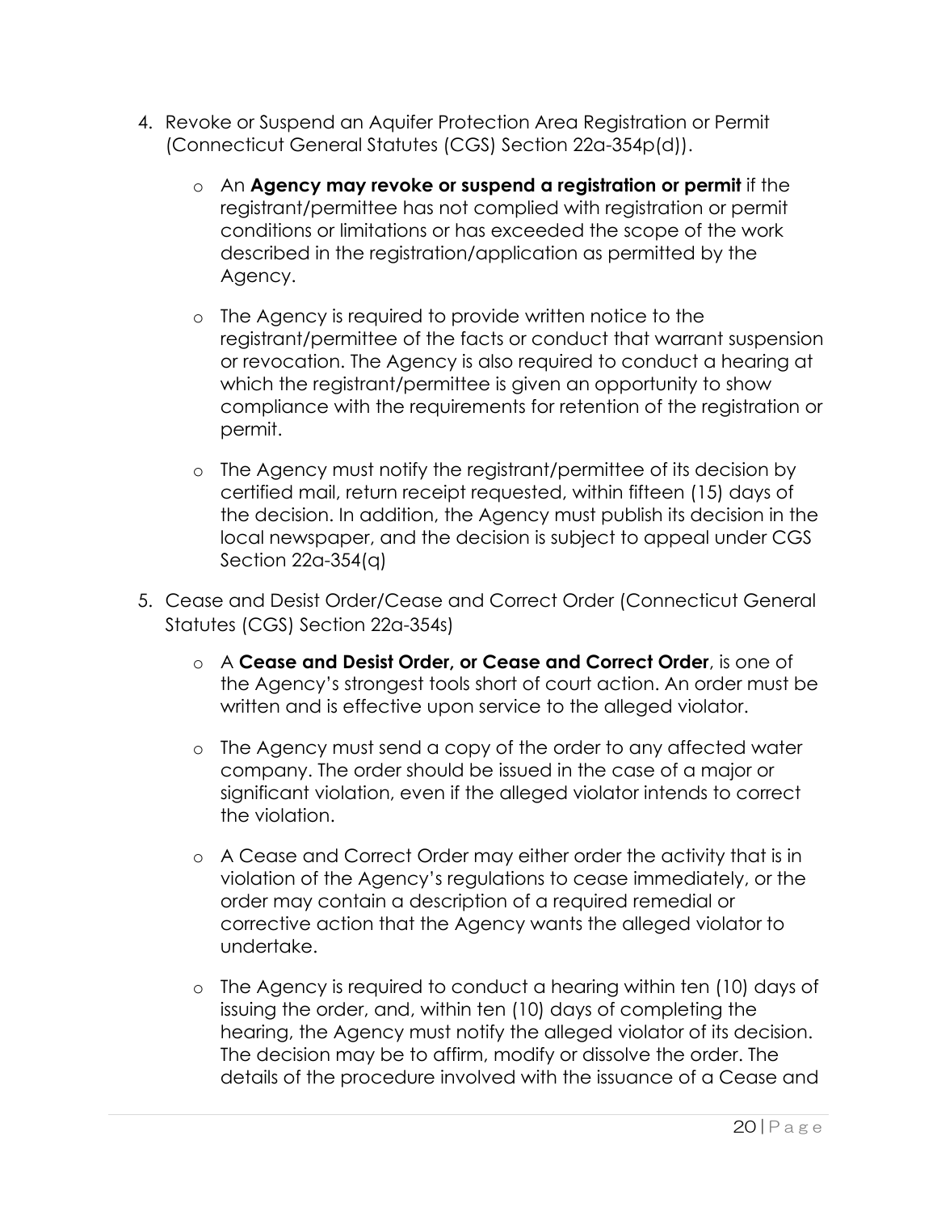4. Revoke or Suspend an Aquifer Protection Area Registration or Permit (Connecticut General Statutes (CGS) Section 22a-354p(d)).

   - An **Agency may revoke or suspend a registration or permit** if the registrant/permittee has not complied with registration or permit conditions or limitations or has exceeded the scope of the work described in the registration/application as permitted by the Agency.

   - The Agency is required to provide written notice to the registrant/permittee of the facts or conduct that warrant suspension or revocation. The Agency is also required to conduct a hearing at which the registrant/permittee is given an opportunity to show compliance with the requirements for retention of the registration or permit.

   - The Agency must notify the registrant/permittee of its decision by certified mail, return receipt requested, within fifteen (15) days of the decision. In addition, the Agency must publish its decision in the local newspaper, and the decision is subject to appeal under CGS Section 22a-354(q)

5. Cease and Desist Order/Cease and Correct Order (Connecticut General Statutes (CGS) Section 22a-354s)

   - A **Cease and Desist Order, or Cease and Correct Order**, is one of the Agency's strongest tools short of court action. An order must be written and is effective upon service to the alleged violator.

   - The Agency must send a copy of the order to any affected water company. The order should be issued in the case of a major or significant violation, even if the alleged violator intends to correct the violation.

   - A Cease and Correct Order may either order the activity that is in violation of the Agency's regulations to cease immediately, or the order may contain a description of a required remedial or corrective action that the Agency wants the alleged violator to undertake.

   - The Agency is required to conduct a hearing within ten (10) days of issuing the order, and, within ten (10) days of completing the hearing, the Agency must notify the alleged violator of its decision. The decision may be to affirm, modify or dissolve the order. The details of the procedure involved with the issuance of a Cease and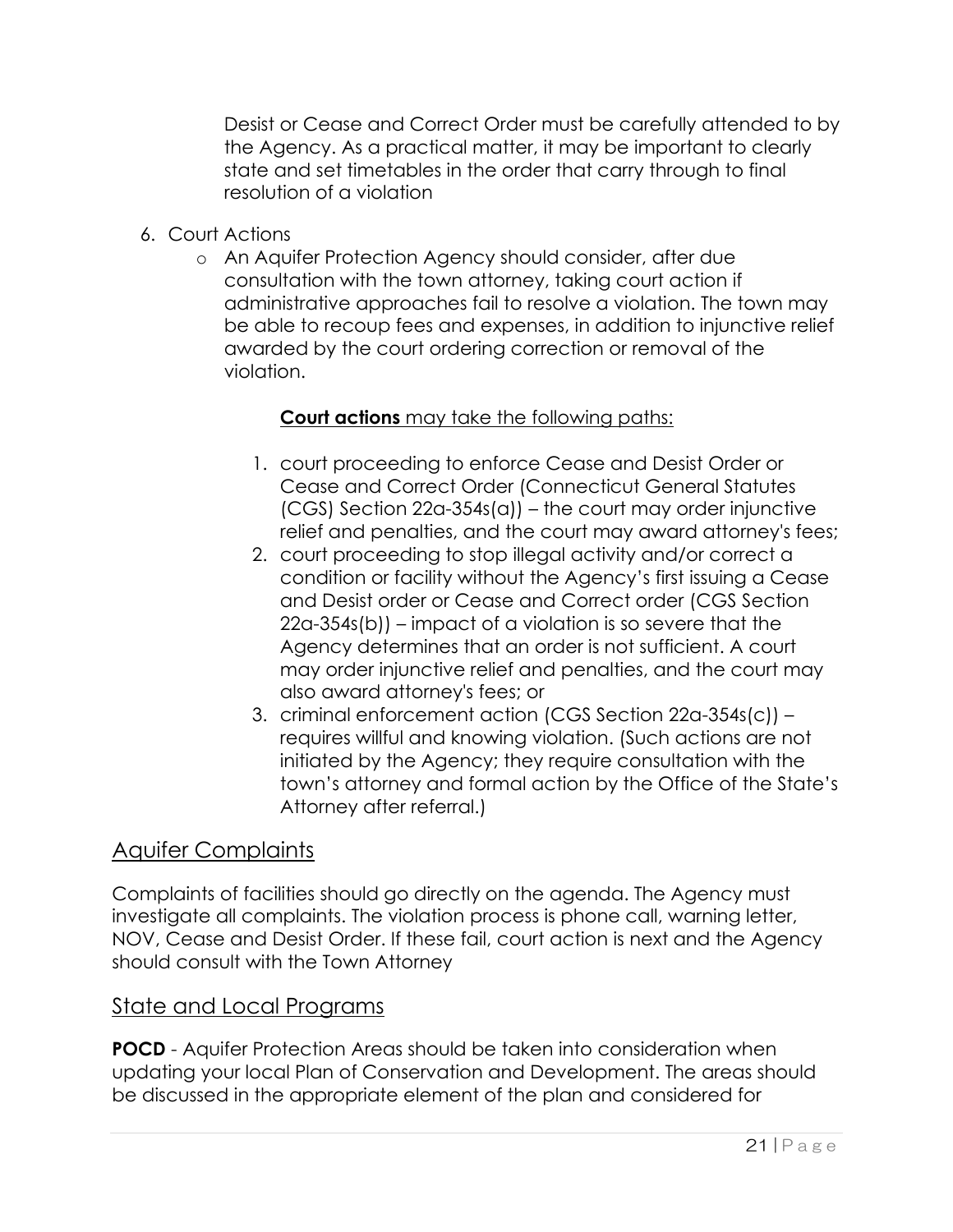Desist or Cease and Correct Order must be carefully attended to by the Agency. As a practical matter, it may be important to clearly state and set timetables in the order that carry through to final resolution of a violation

6. Court Actions
   - An Aquifer Protection Agency should consider, after due consultation with the town attorney, taking court action if administrative approaches fail to resolve a violation. The town may be able to recoup fees and expenses, in addition to injunctive relief awarded by the court ordering correction or removal of the violation.

     <u>**Court actions** may take the following paths:</u>

     1. court proceeding to enforce Cease and Desist Order or Cease and Correct Order (Connecticut General Statutes (CGS) Section 22a-354s(a)) – the court may order injunctive relief and penalties, and the court may award attorney's fees;
     2. court proceeding to stop illegal activity and/or correct a condition or facility without the Agency's first issuing a Cease and Desist order or Cease and Correct order (CGS Section 22a-354s(b)) – impact of a violation is so severe that the Agency determines that an order is not sufficient. A court may order injunctive relief and penalties, and the court may also award attorney's fees; or
     3. criminal enforcement action (CGS Section 22a-354s(c)) – requires willful and knowing violation. (Such actions are not initiated by the Agency; they require consultation with the town's attorney and formal action by the Office of the State's Attorney after referral.)

## Aquifer Complaints

Complaints of facilities should go directly on the agenda. The Agency must investigate all complaints. The violation process is phone call, warning letter, NOV, Cease and Desist Order. If these fail, court action is next and the Agency should consult with the Town Attorney

## State and Local Programs

**POCD** - Aquifer Protection Areas should be taken into consideration when updating your local Plan of Conservation and Development. The areas should be discussed in the appropriate element of the plan and considered for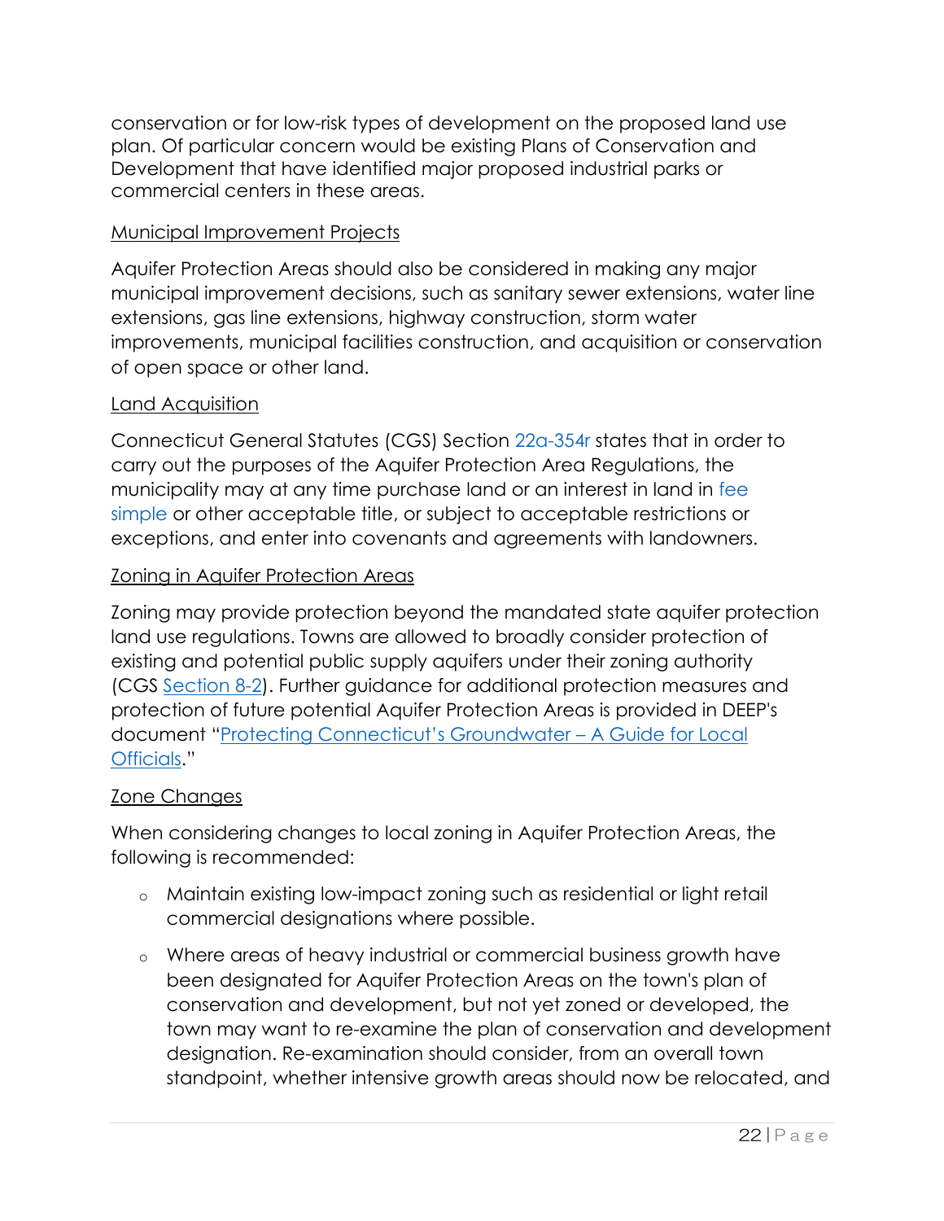conservation or for low-risk types of development on the proposed land use plan. Of particular concern would be existing Plans of Conservation and Development that have identified major proposed industrial parks or commercial centers in these areas.

Municipal Improvement Projects

Aquifer Protection Areas should also be considered in making any major municipal improvement decisions, such as sanitary sewer extensions, water line extensions, gas line extensions, highway construction, storm water improvements, municipal facilities construction, and acquisition or conservation of open space or other land.

Land Acquisition

Connecticut General Statutes (CGS) Section 22a-354r states that in order to carry out the purposes of the Aquifer Protection Area Regulations, the municipality may at any time purchase land or an interest in land in fee simple or other acceptable title, or subject to acceptable restrictions or exceptions, and enter into covenants and agreements with landowners.

Zoning in Aquifer Protection Areas

Zoning may provide protection beyond the mandated state aquifer protection land use regulations. Towns are allowed to broadly consider protection of existing and potential public supply aquifers under their zoning authority (CGS Section 8-2). Further guidance for additional protection measures and protection of future potential Aquifer Protection Areas is provided in DEEP's document "Protecting Connecticut's Groundwater – A Guide for Local Officials."

Zone Changes

When considering changes to local zoning in Aquifer Protection Areas, the following is recommended:

- Maintain existing low-impact zoning such as residential or light retail commercial designations where possible.
- Where areas of heavy industrial or commercial business growth have been designated for Aquifer Protection Areas on the town's plan of conservation and development, but not yet zoned or developed, the town may want to re-examine the plan of conservation and development designation. Re-examination should consider, from an overall town standpoint, whether intensive growth areas should now be relocated, and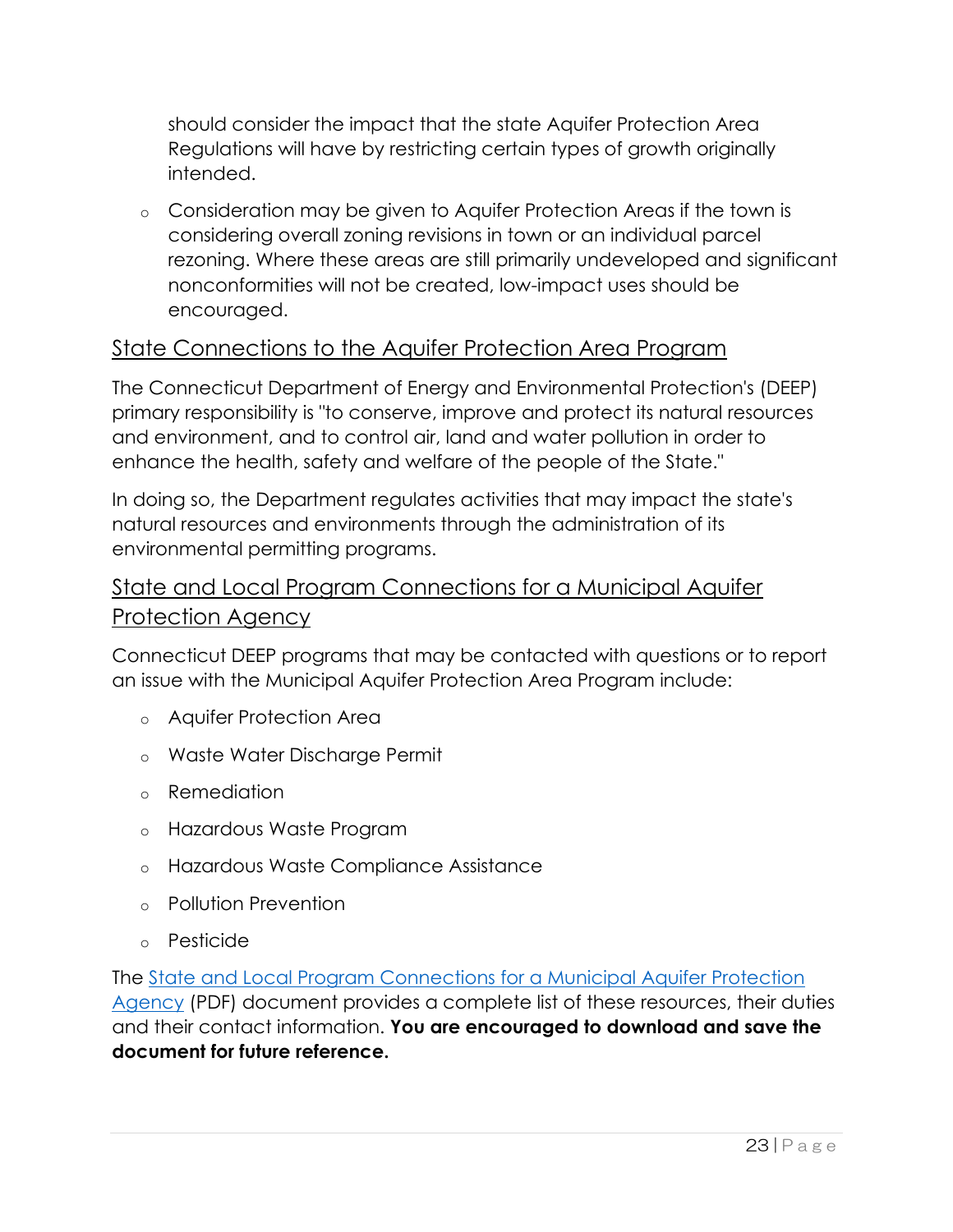should consider the impact that the state Aquifer Protection Area Regulations will have by restricting certain types of growth originally intended.

- Consideration may be given to Aquifer Protection Areas if the town is considering overall zoning revisions in town or an individual parcel rezoning. Where these areas are still primarily undeveloped and significant nonconformities will not be created, low-impact uses should be encouraged.

## State Connections to the Aquifer Protection Area Program

The Connecticut Department of Energy and Environmental Protection's (DEEP) primary responsibility is "to conserve, improve and protect its natural resources and environment, and to control air, land and water pollution in order to enhance the health, safety and welfare of the people of the State."

In doing so, the Department regulates activities that may impact the state's natural resources and environments through the administration of its environmental permitting programs.

## State and Local Program Connections for a Municipal Aquifer Protection Agency

Connecticut DEEP programs that may be contacted with questions or to report an issue with the Municipal Aquifer Protection Area Program include:

- Aquifer Protection Area
- Waste Water Discharge Permit
- Remediation
- Hazardous Waste Program
- Hazardous Waste Compliance Assistance
- Pollution Prevention
- Pesticide

The State and Local Program Connections for a Municipal Aquifer Protection Agency (PDF) document provides a complete list of these resources, their duties and their contact information. **You are encouraged to download and save the document for future reference.**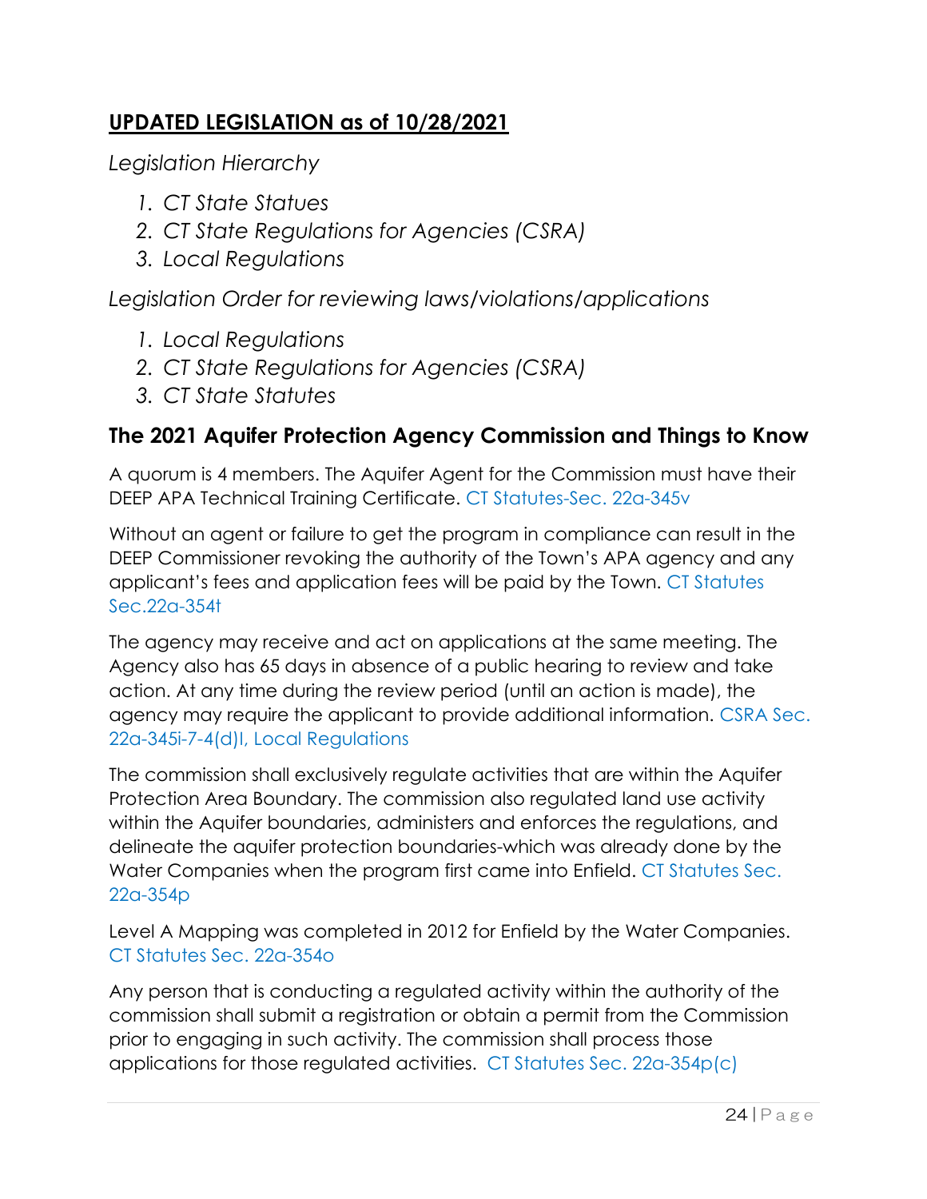## **UPDATED LEGISLATION as of 10/28/2021**

*Legislation Hierarchy*

1. *CT State Statues*
2. *CT State Regulations for Agencies (CSRA)*
3. *Local Regulations*

*Legislation Order for reviewing laws/violations/applications*

1. *Local Regulations*
2. *CT State Regulations for Agencies (CSRA)*
3. *CT State Statutes*

### The 2021 Aquifer Protection Agency Commission and Things to Know

A quorum is 4 members. The Aquifer Agent for the Commission must have their DEEP APA Technical Training Certificate. CT Statutes-Sec. 22a-345v

Without an agent or failure to get the program in compliance can result in the DEEP Commissioner revoking the authority of the Town's APA agency and any applicant's fees and application fees will be paid by the Town. CT Statutes Sec.22a-354t

The agency may receive and act on applications at the same meeting. The Agency also has 65 days in absence of a public hearing to review and take action. At any time during the review period (until an action is made), the agency may require the applicant to provide additional information. CSRA Sec. 22a-345i-7-4(d)I, Local Regulations

The commission shall exclusively regulate activities that are within the Aquifer Protection Area Boundary. The commission also regulated land use activity within the Aquifer boundaries, administers and enforces the regulations, and delineate the aquifer protection boundaries-which was already done by the Water Companies when the program first came into Enfield. CT Statutes Sec. 22a-354p

Level A Mapping was completed in 2012 for Enfield by the Water Companies. CT Statutes Sec. 22a-354o

Any person that is conducting a regulated activity within the authority of the commission shall submit a registration or obtain a permit from the Commission prior to engaging in such activity. The commission shall process those applications for those regulated activities. CT Statutes Sec. 22a-354p(c)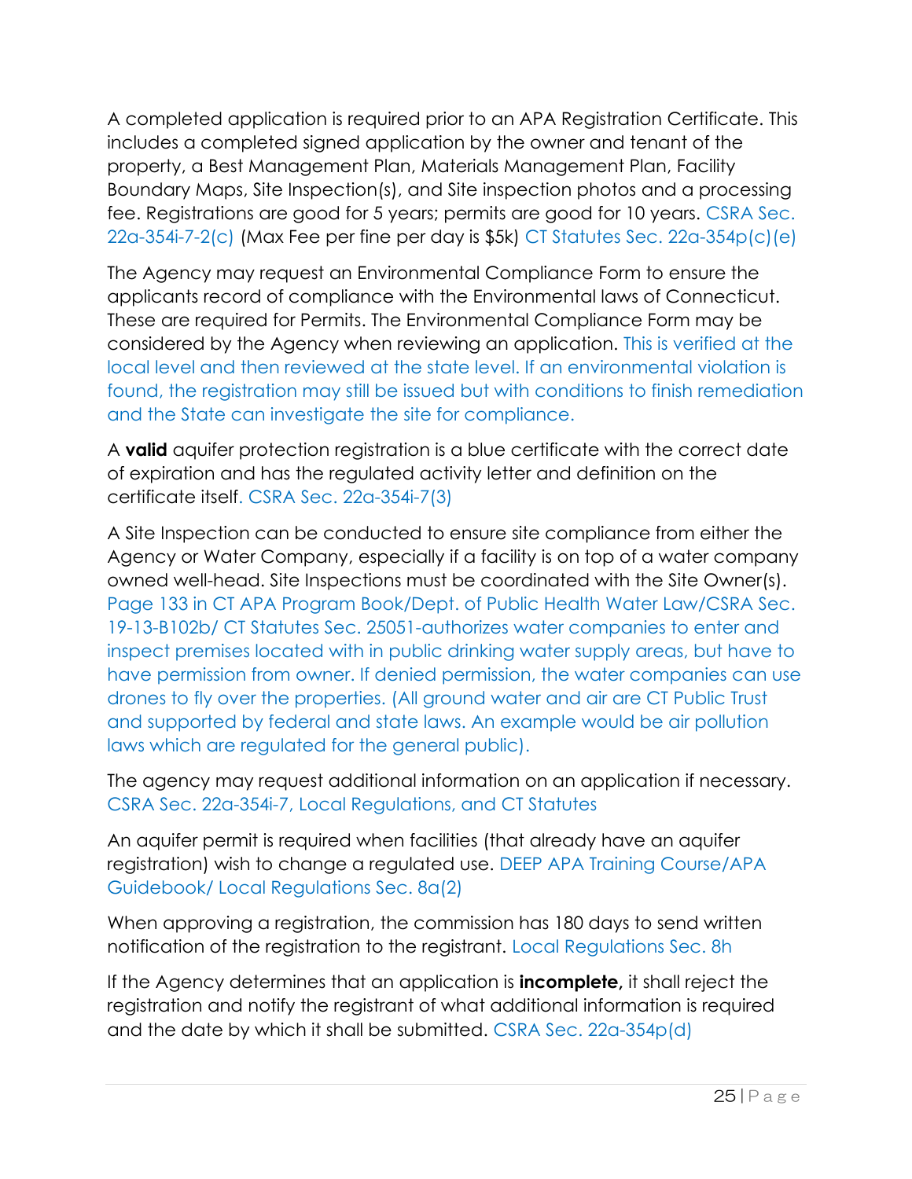A completed application is required prior to an APA Registration Certificate. This includes a completed signed application by the owner and tenant of the property, a Best Management Plan, Materials Management Plan, Facility Boundary Maps, Site Inspection(s), and Site inspection photos and a processing fee. Registrations are good for 5 years; permits are good for 10 years. CSRA Sec. 22a-354i-7-2(c) (Max Fee per fine per day is $5k) CT Statutes Sec. 22a-354p(c)(e)

The Agency may request an Environmental Compliance Form to ensure the applicants record of compliance with the Environmental laws of Connecticut. These are required for Permits. The Environmental Compliance Form may be considered by the Agency when reviewing an application. This is verified at the local level and then reviewed at the state level. If an environmental violation is found, the registration may still be issued but with conditions to finish remediation and the State can investigate the site for compliance.

A **valid** aquifer protection registration is a blue certificate with the correct date of expiration and has the regulated activity letter and definition on the certificate itself. CSRA Sec. 22a-354i-7(3)

A Site Inspection can be conducted to ensure site compliance from either the Agency or Water Company, especially if a facility is on top of a water company owned well-head. Site Inspections must be coordinated with the Site Owner(s). Page 133 in CT APA Program Book/Dept. of Public Health Water Law/CSRA Sec. 19-13-B102b/ CT Statutes Sec. 25051-authorizes water companies to enter and inspect premises located with in public drinking water supply areas, but have to have permission from owner. If denied permission, the water companies can use drones to fly over the properties. (All ground water and air are CT Public Trust and supported by federal and state laws. An example would be air pollution laws which are regulated for the general public).

The agency may request additional information on an application if necessary. CSRA Sec. 22a-354i-7, Local Regulations, and CT Statutes

An aquifer permit is required when facilities (that already have an aquifer registration) wish to change a regulated use. DEEP APA Training Course/APA Guidebook/ Local Regulations Sec. 8a(2)

When approving a registration, the commission has 180 days to send written notification of the registration to the registrant. Local Regulations Sec. 8h

If the Agency determines that an application is **incomplete,** it shall reject the registration and notify the registrant of what additional information is required and the date by which it shall be submitted. CSRA Sec. 22a-354p(d)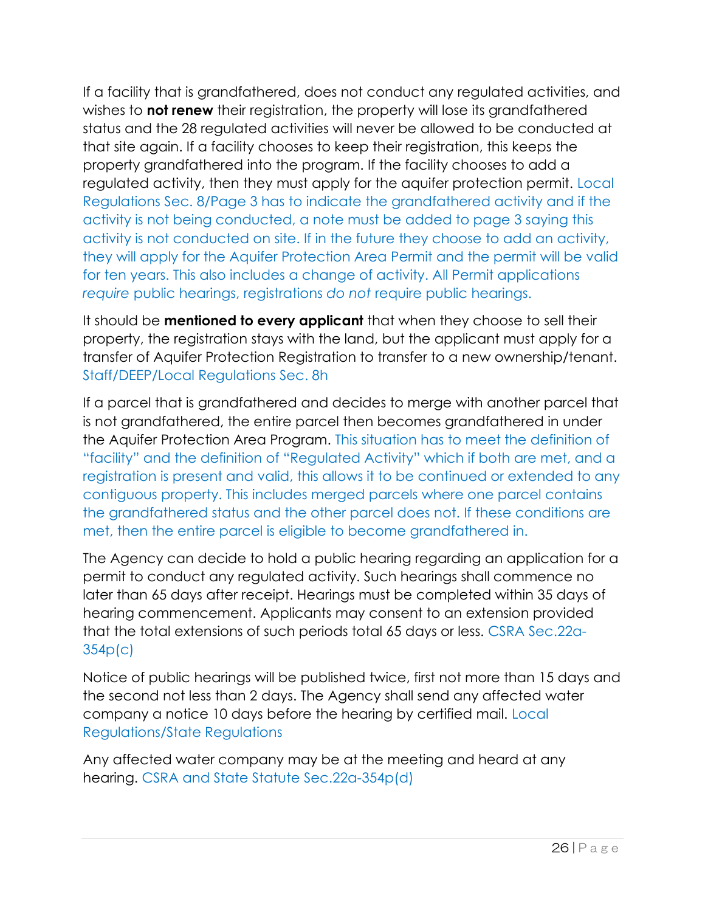If a facility that is grandfathered, does not conduct any regulated activities, and wishes to **not renew** their registration, the property will lose its grandfathered status and the 28 regulated activities will never be allowed to be conducted at that site again. If a facility chooses to keep their registration, this keeps the property grandfathered into the program. If the facility chooses to add a regulated activity, then they must apply for the aquifer protection permit. Local Regulations Sec. 8/Page 3 has to indicate the grandfathered activity and if the activity is not being conducted, a note must be added to page 3 saying this activity is not conducted on site. If in the future they choose to add an activity, they will apply for the Aquifer Protection Area Permit and the permit will be valid for ten years. This also includes a change of activity. All Permit applications *require* public hearings, registrations *do not* require public hearings.

It should be **mentioned to every applicant** that when they choose to sell their property, the registration stays with the land, but the applicant must apply for a transfer of Aquifer Protection Registration to transfer to a new ownership/tenant. Staff/DEEP/Local Regulations Sec. 8h

If a parcel that is grandfathered and decides to merge with another parcel that is not grandfathered, the entire parcel then becomes grandfathered in under the Aquifer Protection Area Program. This situation has to meet the definition of "facility" and the definition of "Regulated Activity" which if both are met, and a registration is present and valid, this allows it to be continued or extended to any contiguous property. This includes merged parcels where one parcel contains the grandfathered status and the other parcel does not. If these conditions are met, then the entire parcel is eligible to become grandfathered in.

The Agency can decide to hold a public hearing regarding an application for a permit to conduct any regulated activity. Such hearings shall commence no later than 65 days after receipt. Hearings must be completed within 35 days of hearing commencement. Applicants may consent to an extension provided that the total extensions of such periods total 65 days or less. CSRA Sec.22a-354p(c)

Notice of public hearings will be published twice, first not more than 15 days and the second not less than 2 days. The Agency shall send any affected water company a notice 10 days before the hearing by certified mail. Local Regulations/State Regulations

Any affected water company may be at the meeting and heard at any hearing. CSRA and State Statute Sec.22a-354p(d)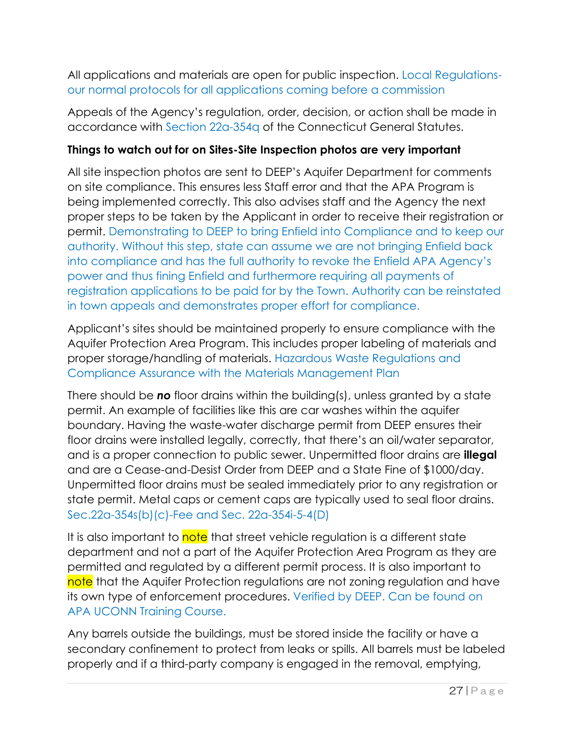All applications and materials are open for public inspection. Local Regulations- our normal protocols for all applications coming before a commission

Appeals of the Agency's regulation, order, decision, or action shall be made in accordance with Section 22a-354q of the Connecticut General Statutes.

**Things to watch out for on Sites-Site Inspection photos are very important**

All site inspection photos are sent to DEEP's Aquifer Department for comments on site compliance. This ensures less Staff error and that the APA Program is being implemented correctly. This also advises staff and the Agency the next proper steps to be taken by the Applicant in order to receive their registration or permit. Demonstrating to DEEP to bring Enfield into Compliance and to keep our authority. Without this step, state can assume we are not bringing Enfield back into compliance and has the full authority to revoke the Enfield APA Agency's power and thus fining Enfield and furthermore requiring all payments of registration applications to be paid for by the Town. Authority can be reinstated in town appeals and demonstrates proper effort for compliance.

Applicant's sites should be maintained properly to ensure compliance with the Aquifer Protection Area Program. This includes proper labeling of materials and proper storage/handling of materials. Hazardous Waste Regulations and Compliance Assurance with the Materials Management Plan

There should be ***no*** floor drains within the building(s), unless granted by a state permit. An example of facilities like this are car washes within the aquifer boundary. Having the waste-water discharge permit from DEEP ensures their floor drains were installed legally, correctly, that there's an oil/water separator, and is a proper connection to public sewer. Unpermitted floor drains are **illegal** and are a Cease-and-Desist Order from DEEP and a State Fine of $1000/day. Unpermitted floor drains must be sealed immediately prior to any registration or state permit. Metal caps or cement caps are typically used to seal floor drains. Sec.22a-354s(b)(c)-Fee and Sec. 22a-354i-5-4(D)

It is also important to note that street vehicle regulation is a different state department and not a part of the Aquifer Protection Area Program as they are permitted and regulated by a different permit process. It is also important to note that the Aquifer Protection regulations are not zoning regulation and have its own type of enforcement procedures. Verified by DEEP. Can be found on APA UCONN Training Course.

Any barrels outside the buildings, must be stored inside the facility or have a secondary confinement to protect from leaks or spills. All barrels must be labeled properly and if a third-party company is engaged in the removal, emptying,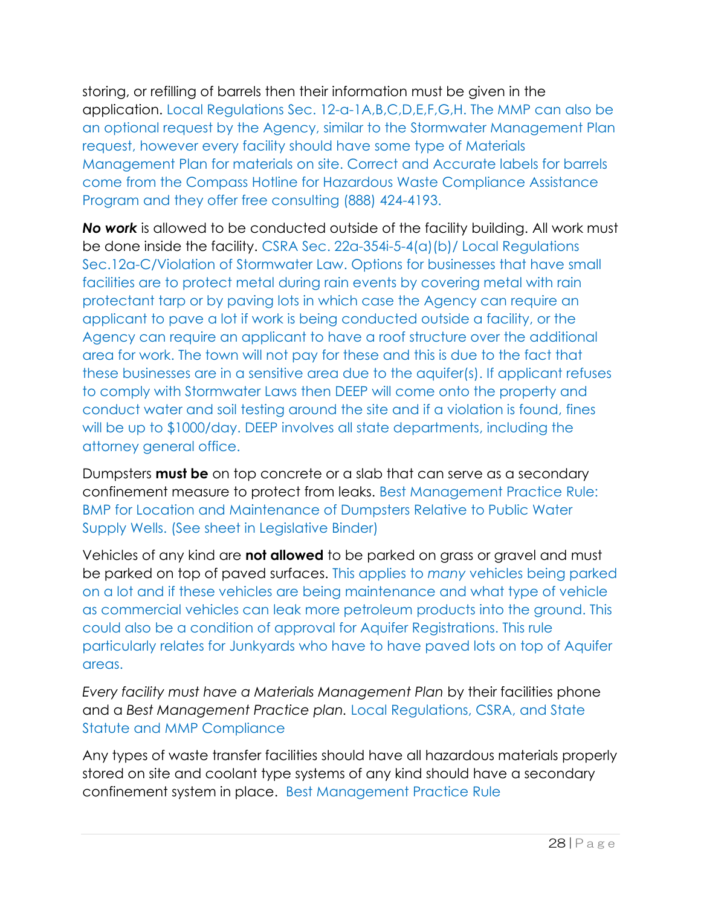storing, or refilling of barrels then their information must be given in the application. Local Regulations Sec. 12-a-1A,B,C,D,E,F,G,H. The MMP can also be an optional request by the Agency, similar to the Stormwater Management Plan request, however every facility should have some type of Materials Management Plan for materials on site. Correct and Accurate labels for barrels come from the Compass Hotline for Hazardous Waste Compliance Assistance Program and they offer free consulting (888) 424-4193.

***No work*** is allowed to be conducted outside of the facility building. All work must be done inside the facility. CSRA Sec. 22a-354i-5-4(a)(b)/ Local Regulations Sec.12a-C/Violation of Stormwater Law. Options for businesses that have small facilities are to protect metal during rain events by covering metal with rain protectant tarp or by paving lots in which case the Agency can require an applicant to pave a lot if work is being conducted outside a facility, or the Agency can require an applicant to have a roof structure over the additional area for work. The town will not pay for these and this is due to the fact that these businesses are in a sensitive area due to the aquifer(s). If applicant refuses to comply with Stormwater Laws then DEEP will come onto the property and conduct water and soil testing around the site and if a violation is found, fines will be up to $1000/day. DEEP involves all state departments, including the attorney general office.

Dumpsters **must be** on top concrete or a slab that can serve as a secondary confinement measure to protect from leaks. Best Management Practice Rule: BMP for Location and Maintenance of Dumpsters Relative to Public Water Supply Wells. (See sheet in Legislative Binder)

Vehicles of any kind are **not allowed** to be parked on grass or gravel and must be parked on top of paved surfaces. This applies to *many* vehicles being parked on a lot and if these vehicles are being maintenance and what type of vehicle as commercial vehicles can leak more petroleum products into the ground. This could also be a condition of approval for Aquifer Registrations. This rule particularly relates for Junkyards who have to have paved lots on top of Aquifer areas.

*Every facility must have a Materials Management Plan* by their facilities phone and a *Best Management Practice plan.* Local Regulations, CSRA, and State Statute and MMP Compliance

Any types of waste transfer facilities should have all hazardous materials properly stored on site and coolant type systems of any kind should have a secondary confinement system in place. Best Management Practice Rule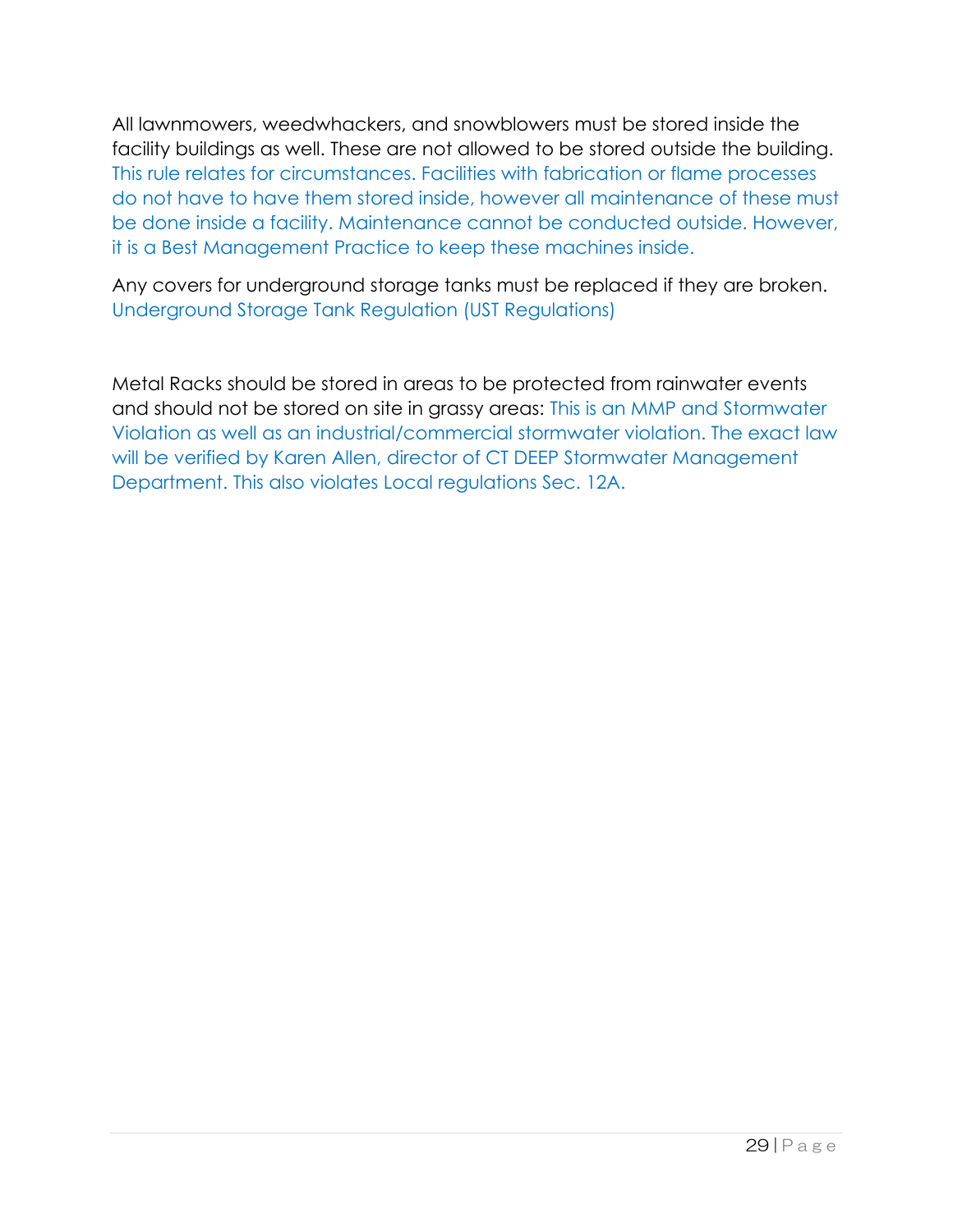All lawnmowers, weedwhackers, and snowblowers must be stored inside the facility buildings as well. These are not allowed to be stored outside the building. This rule relates for circumstances. Facilities with fabrication or flame processes do not have to have them stored inside, however all maintenance of these must be done inside a facility. Maintenance cannot be conducted outside. However, it is a Best Management Practice to keep these machines inside.

Any covers for underground storage tanks must be replaced if they are broken. Underground Storage Tank Regulation (UST Regulations)

Metal Racks should be stored in areas to be protected from rainwater events and should not be stored on site in grassy areas: This is an MMP and Stormwater Violation as well as an industrial/commercial stormwater violation. The exact law will be verified by Karen Allen, director of CT DEEP Stormwater Management Department. This also violates Local regulations Sec. 12A.